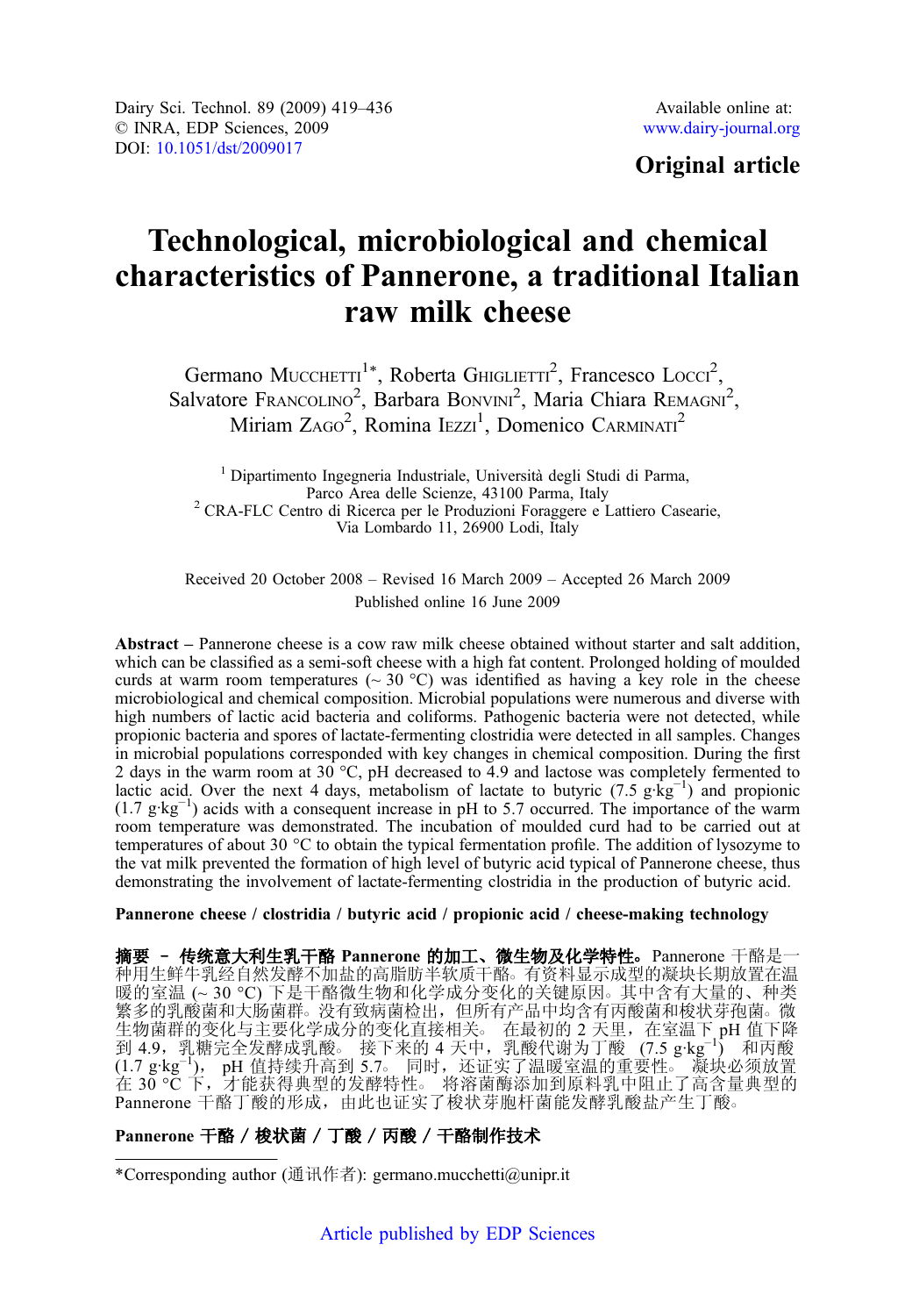Dairy Sci. Technol. 89 (2009) 419–436
© INRA, EDP Sciences, 2009
DOI: 10.1051/dst/2009017

Available online at:
www.dairy-journal.org

**Original article**

# Technological, microbiological and chemical characteristics of Pannerone, a traditional Italian raw milk cheese

Germano Mucchetti[1*], Roberta Ghiglietti[2], Francesco Locci[2], Salvatore Francolino[2], Barbara Bonvini[2], Maria Chiara Remagni[2], Miriam Zago[2], Romina Iezzi[1], Domenico Carminati[2]

[1] Dipartimento Ingegneria Industriale, Università degli Studi di Parma, Parco Area delle Scienze, 43100 Parma, Italy
[2] CRA-FLC Centro di Ricerca per le Produzioni Foraggere e Lattiero Casearie, Via Lombardo 11, 26900 Lodi, Italy

Received 20 October 2008 – Revised 16 March 2009 – Accepted 26 March 2009
Published online 16 June 2009

**Abstract** – Pannerone cheese is a cow raw milk cheese obtained without starter and salt addition, which can be classified as a semi-soft cheese with a high fat content. Prolonged holding of moulded curds at warm room temperatures (~ 30 °C) was identified as having a key role in the cheese microbiological and chemical composition. Microbial populations were numerous and diverse with high numbers of lactic acid bacteria and coliforms. Pathogenic bacteria were not detected, while propionic bacteria and spores of lactate-fermenting clostridia were detected in all samples. Changes in microbial populations corresponded with key changes in chemical composition. During the first 2 days in the warm room at 30 °C, pH decreased to 4.9 and lactose was completely fermented to lactic acid. Over the next 4 days, metabolism of lactate to butyric (7.5 $g \cdot kg^{-1}$) and propionic (1.7 $g \cdot kg^{-1}$) acids with a consequent increase in pH to 5.7 occurred. The importance of the warm room temperature was demonstrated. The incubation of moulded curd had to be carried out at temperatures of about 30 °C to obtain the typical fermentation profile. The addition of lysozyme to the vat milk prevented the formation of high level of butyric acid typical of Pannerone cheese, thus demonstrating the involvement of lactate-fermenting clostridia in the production of butyric acid.

**Pannerone cheese / clostridia / butyric acid / propionic acid / cheese-making technology**

**摘要 – 传统意大利生乳干酪 Pannerone 的加工、微生物及化学特性。** Pannerone 干酪是一种用生鲜牛乳经自然发酵不加盐的高脂肪半软质干酪。有资料显示成型的凝块长期放置在温暖的室温 (~ 30 °C) 下是干酪微生物和化学成分变化的关键原因。其中含有大量的、种类繁多的乳酸菌和大肠菌群。没有致病菌检出，但所有产品中均含有丙酸菌和梭状芽孢菌。微生物菌群的变化与主要化学成分的变化直接相关。 在最初的 2 天里，在室温下 pH 值下降到 4.9，乳糖完全发酵成乳酸。 接下来的 4 天中，乳酸代谢为丁酸 (7.5 $g \cdot kg^{-1}$) 和丙酸 (1.7 $g \cdot kg^{-1}$)， pH 值持续升高到 5.7。 同时，还证实了温暖室温的重要性。 凝块必须放置在 30 °C 下，才能获得典型的发酵特性。 将溶菌酶添加到原料乳中阻止了高含量典型的 Pannerone 干酪丁酸的形成，由此也证实了梭状芽胞杆菌能发酵乳酸盐产生丁酸。

**Pannerone 干酪 / 梭状菌 / 丁酸 / 丙酸 / 干酪制作技术**

*Corresponding author (通讯作者): germano.mucchetti@unipr.it

Article published by EDP Sciences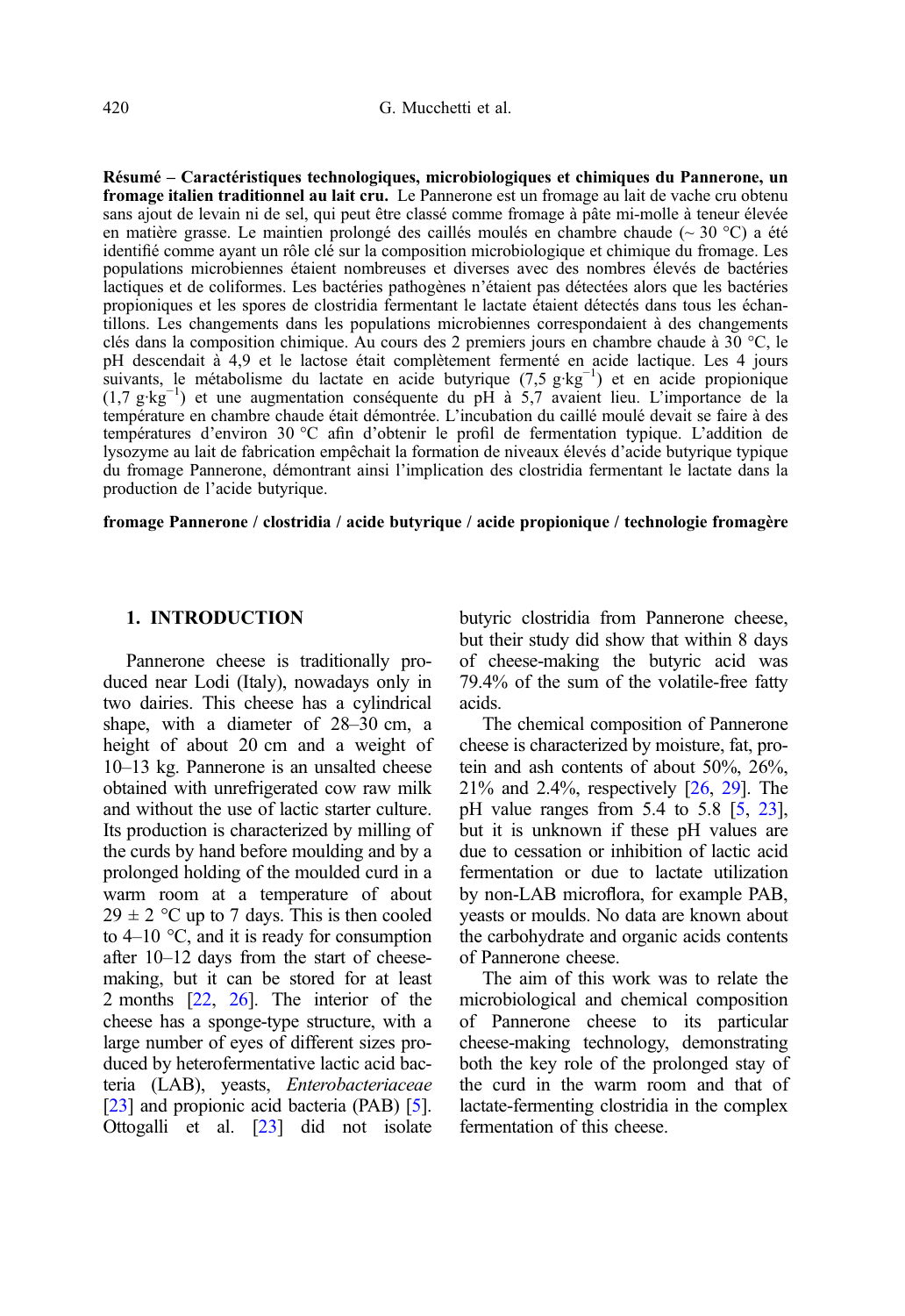**Résumé – Caractéristiques technologiques, microbiologiques et chimiques du Pannerone, un fromage italien traditionnel au lait cru.** Le Pannerone est un fromage au lait de vache cru obtenu sans ajout de levain ni de sel, qui peut être classé comme fromage à pâte mi-molle à teneur élevée en matière grasse. Le maintien prolongé des caillés moulés en chambre chaude (~ 30 °C) a été identifié comme ayant un rôle clé sur la composition microbiologique et chimique du fromage. Les populations microbiennes étaient nombreuses et diverses avec des nombres élevés de bactéries lactiques et de coliformes. Les bactéries pathogènes n'étaient pas détectées alors que les bactéries propioniques et les spores de clostridia fermentant le lactate étaient détectés dans tous les échantillons. Les changements dans les populations microbiennes correspondaient à des changements clés dans la composition chimique. Au cours des 2 premiers jours en chambre chaude à 30 °C, le pH descendait à 4,9 et le lactose était complètement fermenté en acide lactique. Les 4 jours suivants, le métabolisme du lactate en acide butyrique (7,5 $g \cdot kg^{-1}$) et en acide propionique (1,7 $g \cdot kg^{-1}$) et une augmentation conséquente du pH à 5,7 avaient lieu. L'importance de la température en chambre chaude était démontrée. L'incubation du caillé moulé devait se faire à des températures d'environ 30 °C afin d'obtenir le profil de fermentation typique. L'addition de lysozyme au lait de fabrication empêchait la formation de niveaux élevés d'acide butyrique typique du fromage Pannerone, démontrant ainsi l'implication des clostridia fermentant le lactate dans la production de l'acide butyrique.

**fromage Pannerone / clostridia / acide butyrique / acide propionique / technologie fromagère**

## 1. INTRODUCTION

Pannerone cheese is traditionally produced near Lodi (Italy), nowadays only in two dairies. This cheese has a cylindrical shape, with a diameter of 28–30 cm, a height of about 20 cm and a weight of 10–13 kg. Pannerone is an unsalted cheese obtained with unrefrigerated cow raw milk and without the use of lactic starter culture. Its production is characterized by milling of the curds by hand before moulding and by a prolonged holding of the moulded curd in a warm room at a temperature of about 29 ± 2 °C up to 7 days. This is then cooled to 4–10 °C, and it is ready for consumption after 10–12 days from the start of cheese-making, but it can be stored for at least 2 months [22, 26]. The interior of the cheese has a sponge-type structure, with a large number of eyes of different sizes produced by heterofermentative lactic acid bacteria (LAB), yeasts, *Enterobacteriaceae* [23] and propionic acid bacteria (PAB) [5]. Ottogalli et al. [23] did not isolate butyric clostridia from Pannerone cheese, but their study did show that within 8 days of cheese-making the butyric acid was 79.4% of the sum of the volatile-free fatty acids.

The chemical composition of Pannerone cheese is characterized by moisture, fat, protein and ash contents of about 50%, 26%, 21% and 2.4%, respectively [26, 29]. The pH value ranges from 5.4 to 5.8 [5, 23], but it is unknown if these pH values are due to cessation or inhibition of lactic acid fermentation or due to lactate utilization by non-LAB microflora, for example PAB, yeasts or moulds. No data are known about the carbohydrate and organic acids contents of Pannerone cheese.

The aim of this work was to relate the microbiological and chemical composition of Pannerone cheese to its particular cheese-making technology, demonstrating both the key role of the prolonged stay of the curd in the warm room and that of lactate-fermenting clostridia in the complex fermentation of this cheese.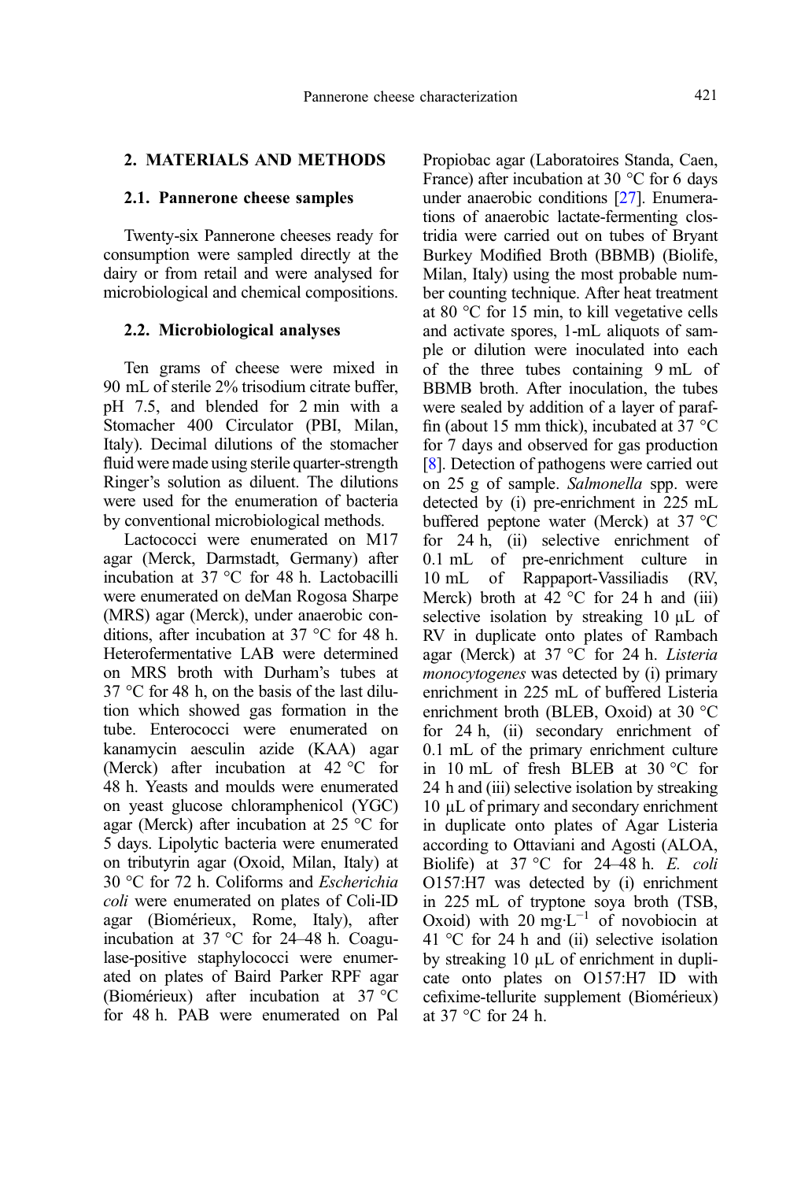## 2. MATERIALS AND METHODS

### 2.1. Pannerone cheese samples

Twenty-six Pannerone cheeses ready for consumption were sampled directly at the dairy or from retail and were analysed for microbiological and chemical compositions.

### 2.2. Microbiological analyses

Ten grams of cheese were mixed in 90 mL of sterile 2% trisodium citrate buffer, pH 7.5, and blended for 2 min with a Stomacher 400 Circulator (PBI, Milan, Italy). Decimal dilutions of the stomacher fluid were made using sterile quarter-strength Ringer's solution as diluent. The dilutions were used for the enumeration of bacteria by conventional microbiological methods.

Lactococci were enumerated on M17 agar (Merck, Darmstadt, Germany) after incubation at 37 °C for 48 h. Lactobacilli were enumerated on deMan Rogosa Sharpe (MRS) agar (Merck), under anaerobic conditions, after incubation at 37 °C for 48 h. Heterofermentative LAB were determined on MRS broth with Durham's tubes at 37 °C for 48 h, on the basis of the last dilution which showed gas formation in the tube. Enterococci were enumerated on kanamycin aesculin azide (KAA) agar (Merck) after incubation at 42 °C for 48 h. Yeasts and moulds were enumerated on yeast glucose chloramphenicol (YGC) agar (Merck) after incubation at 25 °C for 5 days. Lipolytic bacteria were enumerated on tributyrin agar (Oxoid, Milan, Italy) at 30 °C for 72 h. Coliforms and *Escherichia coli* were enumerated on plates of Coli-ID agar (Biomérieux, Rome, Italy), after incubation at 37 °C for 24–48 h. Coagulase-positive staphylococci were enumerated on plates of Baird Parker RPF agar (Biomérieux) after incubation at 37 °C for 48 h. PAB were enumerated on Pal Propiobac agar (Laboratoires Standa, Caen, France) after incubation at 30 °C for 6 days under anaerobic conditions [27]. Enumerations of anaerobic lactate-fermenting clostridia were carried out on tubes of Bryant Burkey Modified Broth (BBMB) (Biolife, Milan, Italy) using the most probable number counting technique. After heat treatment at 80 °C for 15 min, to kill vegetative cells and activate spores, 1-mL aliquots of sample or dilution were inoculated into each of the three tubes containing 9 mL of BBMB broth. After inoculation, the tubes were sealed by addition of a layer of paraffin (about 15 mm thick), incubated at 37 °C for 7 days and observed for gas production [8]. Detection of pathogens were carried out on 25 g of sample. *Salmonella* spp. were detected by (i) pre-enrichment in 225 mL buffered peptone water (Merck) at 37 °C for 24 h, (ii) selective enrichment of 0.1 mL of pre-enrichment culture in 10 mL of Rappaport-Vassiliadis (RV, Merck) broth at 42 °C for 24 h and (iii) selective isolation by streaking 10 µL of RV in duplicate onto plates of Rambach agar (Merck) at 37 °C for 24 h. *Listeria monocytogenes* was detected by (i) primary enrichment in 225 mL of buffered Listeria enrichment broth (BLEB, Oxoid) at 30 °C for 24 h, (ii) secondary enrichment of 0.1 mL of the primary enrichment culture in 10 mL of fresh BLEB at 30 °C for 24 h and (iii) selective isolation by streaking 10 µL of primary and secondary enrichment in duplicate onto plates of Agar Listeria according to Ottaviani and Agosti (ALOA, Biolife) at 37 °C for 24–48 h. *E. coli* O157:H7 was detected by (i) enrichment in 225 mL of tryptone soya broth (TSB, Oxoid) with 20 $mg \cdot L^{-1}$ of novobiocin at 41 °C for 24 h and (ii) selective isolation by streaking 10 µL of enrichment in duplicate onto plates on O157:H7 ID with cefixime-tellurite supplement (Biomérieux) at 37 °C for 24 h.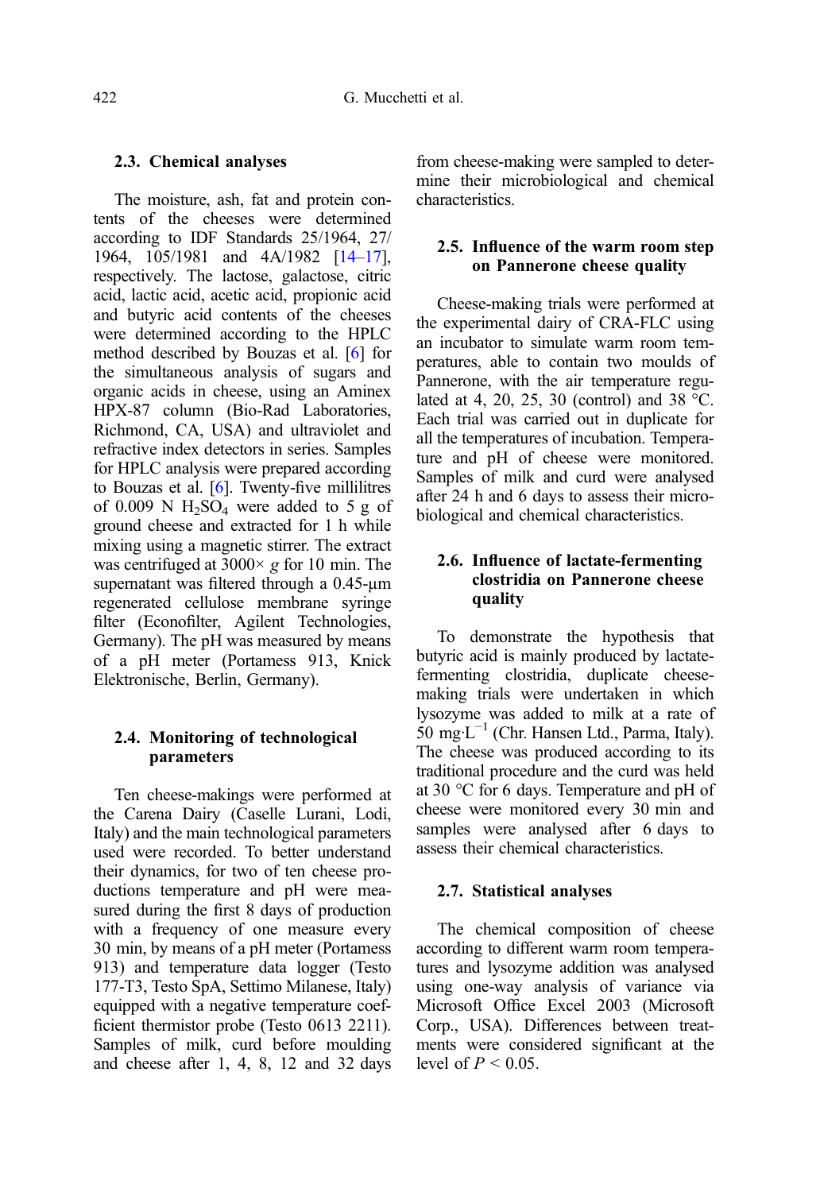### 2.3. Chemical analyses

The moisture, ash, fat and protein contents of the cheeses were determined according to IDF Standards 25/1964, 27/1964, 105/1981 and 4A/1982 [14–17], respectively. The lactose, galactose, citric acid, lactic acid, acetic acid, propionic acid and butyric acid contents of the cheeses were determined according to the HPLC method described by Bouzas et al. [6] for the simultaneous analysis of sugars and organic acids in cheese, using an Aminex HPX-87 column (Bio-Rad Laboratories, Richmond, CA, USA) and ultraviolet and refractive index detectors in series. Samples for HPLC analysis were prepared according to Bouzas et al. [6]. Twenty-five millilitres of 0.009 N $H_2SO_4$ were added to 5 g of ground cheese and extracted for 1 h while mixing using a magnetic stirrer. The extract was centrifuged at 3000× *g* for 10 min. The supernatant was filtered through a 0.45-μm regenerated cellulose membrane syringe filter (Econofilter, Agilent Technologies, Germany). The pH was measured by means of a pH meter (Portamess 913, Knick Elektronische, Berlin, Germany).

### 2.4. Monitoring of technological parameters

Ten cheese-makings were performed at the Carena Dairy (Caselle Lurani, Lodi, Italy) and the main technological parameters used were recorded. To better understand their dynamics, for two of ten cheese productions temperature and pH were measured during the first 8 days of production with a frequency of one measure every 30 min, by means of a pH meter (Portamess 913) and temperature data logger (Testo 177-T3, Testo SpA, Settimo Milanese, Italy) equipped with a negative temperature coefficient thermistor probe (Testo 0613 2211). Samples of milk, curd before moulding and cheese after 1, 4, 8, 12 and 32 days from cheese-making were sampled to determine their microbiological and chemical characteristics.

### 2.5. Influence of the warm room step on Pannerone cheese quality

Cheese-making trials were performed at the experimental dairy of CRA-FLC using an incubator to simulate warm room temperatures, able to contain two moulds of Pannerone, with the air temperature regulated at 4, 20, 25, 30 (control) and 38 °C. Each trial was carried out in duplicate for all the temperatures of incubation. Temperature and pH of cheese were monitored. Samples of milk and curd were analysed after 24 h and 6 days to assess their microbiological and chemical characteristics.

### 2.6. Influence of lactate-fermenting clostridia on Pannerone cheese quality

To demonstrate the hypothesis that butyric acid is mainly produced by lactate-fermenting clostridia, duplicate cheese-making trials were undertaken in which lysozyme was added to milk at a rate of 50 $mg \cdot L^{-1}$ (Chr. Hansen Ltd., Parma, Italy). The cheese was produced according to its traditional procedure and the curd was held at 30 °C for 6 days. Temperature and pH of cheese were monitored every 30 min and samples were analysed after 6 days to assess their chemical characteristics.

### 2.7. Statistical analyses

The chemical composition of cheese according to different warm room temperatures and lysozyme addition was analysed using one-way analysis of variance via Microsoft Office Excel 2003 (Microsoft Corp., USA). Differences between treatments were considered significant at the level of $P < 0.05$.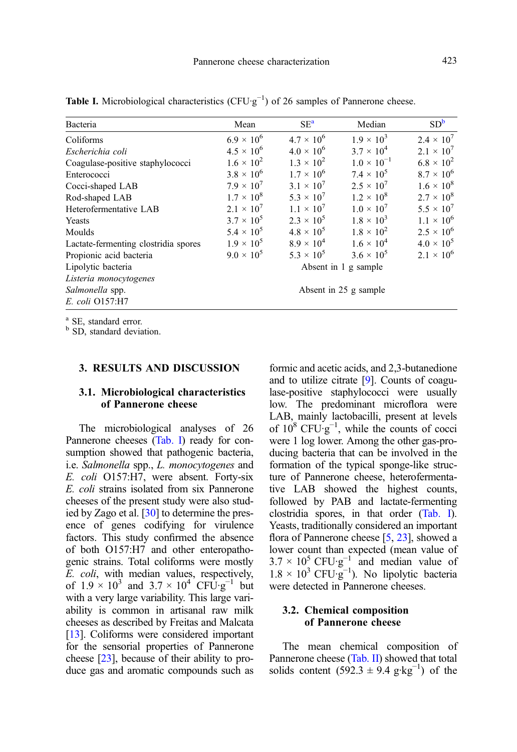**Table I.** Microbiological characteristics (CFU·g$^{-1}$) of 26 samples of Pannerone cheese.

| Bacteria | Mean | SE[a] | Median | SD[b] |
|---|---|---|---|---|
| Coliforms | $6.9 \times 10^6$ | $4.7 \times 10^6$ | $1.9 \times 10^3$ | $2.4 \times 10^7$ |
| *Escherichia coli* | $4.5 \times 10^6$ | $4.0 \times 10^6$ | $3.7 \times 10^4$ | $2.1 \times 10^7$ |
| Coagulase-positive staphylococci | $1.6 \times 10^2$ | $1.3 \times 10^2$ | $1.0 \times 10^{-1}$ | $6.8 \times 10^2$ |
| Enterococci | $3.8 \times 10^6$ | $1.7 \times 10^6$ | $7.4 \times 10^5$ | $8.7 \times 10^6$ |
| Cocci-shaped LAB | $7.9 \times 10^7$ | $3.1 \times 10^7$ | $2.5 \times 10^7$ | $1.6 \times 10^8$ |
| Rod-shaped LAB | $1.7 \times 10^8$ | $5.3 \times 10^7$ | $1.2 \times 10^8$ | $2.7 \times 10^8$ |
| Heterofermentative LAB | $2.1 \times 10^7$ | $1.1 \times 10^7$ | $1.0 \times 10^7$ | $5.5 \times 10^7$ |
| Yeasts | $3.7 \times 10^5$ | $2.3 \times 10^5$ | $1.8 \times 10^3$ | $1.1 \times 10^6$ |
| Moulds | $5.4 \times 10^5$ | $4.8 \times 10^5$ | $1.8 \times 10^2$ | $2.5 \times 10^6$ |
| Lactate-fermenting clostridia spores | $1.9 \times 10^5$ | $8.9 \times 10^4$ | $1.6 \times 10^4$ | $4.0 \times 10^5$ |
| Propionic acid bacteria | $9.0 \times 10^5$ | $5.3 \times 10^5$ | $3.6 \times 10^5$ | $2.1 \times 10^6$ |
| Lipolytic bacteria | Absent in 1 g sample | | | |
| *Listeria monocytogenes* | Absent in 25 g sample | | | |
| *Salmonella* spp. | Absent in 25 g sample | | | |
| *E. coli* O157:H7 | Absent in 25 g sample | | | |

[a] SE, standard error.
[b] SD, standard deviation.

## 3. RESULTS AND DISCUSSION

### 3.1. Microbiological characteristics of Pannerone cheese

The microbiological analyses of 26 Pannerone cheeses (Tab. I) ready for consumption showed that pathogenic bacteria, i.e. *Salmonella* spp., *L. monocytogenes* and *E. coli* O157:H7, were absent. Forty-six *E. coli* strains isolated from six Pannerone cheeses of the present study were also studied by Zago et al. [30] to determine the presence of genes codifying for virulence factors. This study confirmed the absence of both O157:H7 and other enteropathogenic strains. Total coliforms were mostly *E. coli*, with median values, respectively, of $1.9 \times 10^3$ and $3.7 \times 10^4$ CFU·g$^{-1}$ but with a very large variability. This large variability is common in artisanal raw milk cheeses as described by Freitas and Malcata [13]. Coliforms were considered important for the sensorial properties of Pannerone cheese [23], because of their ability to produce gas and aromatic compounds such as formic and acetic acids, and 2,3-butanedione and to utilize citrate [9]. Counts of coagulase-positive staphylococci were usually low. The predominant microflora were LAB, mainly lactobacilli, present at levels of $10^8$ CFU·g$^{-1}$, while the counts of cocci were 1 log lower. Among the other gas-producing bacteria that can be involved in the formation of the typical sponge-like structure of Pannerone cheese, heterofermentative LAB showed the highest counts, followed by PAB and lactate-fermenting clostridia spores, in that order (Tab. I). Yeasts, traditionally considered an important flora of Pannerone cheese [5, 23], showed a lower count than expected (mean value of $3.7 \times 10^5$ CFU·g$^{-1}$ and median value of $1.8 \times 10^3$ CFU·g$^{-1}$). No lipolytic bacteria were detected in Pannerone cheeses.

### 3.2. Chemical composition of Pannerone cheese

The mean chemical composition of Pannerone cheese (Tab. II) showed that total solids content (592.3 ± 9.4 g·kg$^{-1}$) of the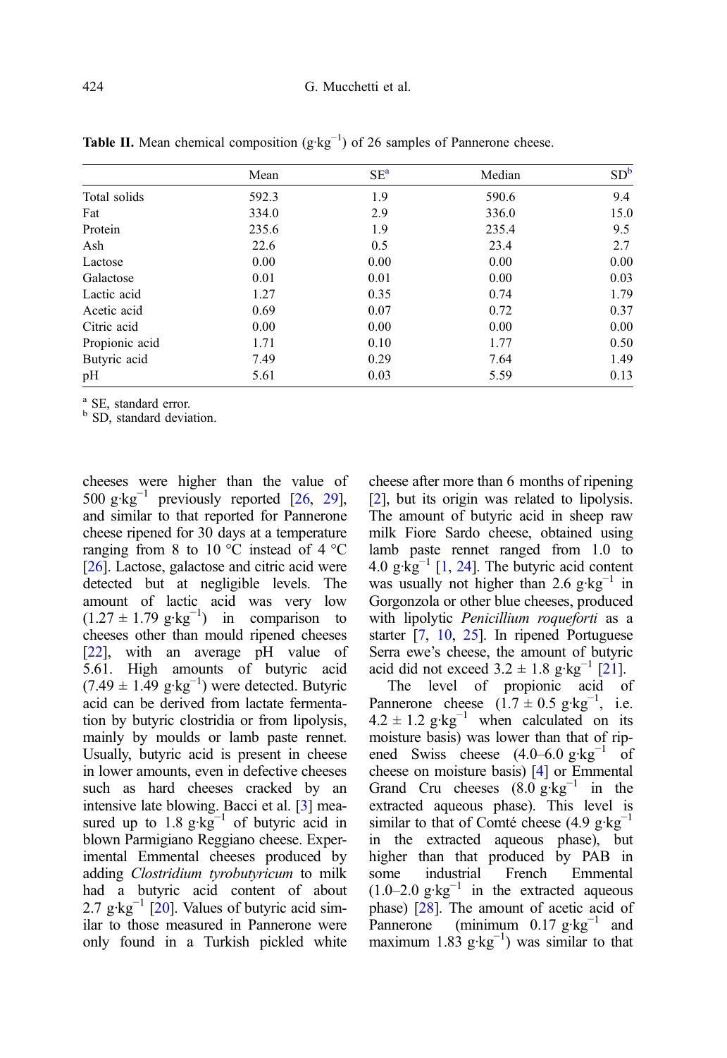**Table II.** Mean chemical composition (g·kg$^{-1}$) of 26 samples of Pannerone cheese.

| | Mean | SE[a] | Median | SD[b] |
|---|---|---|---|---|
| Total solids | 592.3 | 1.9 | 590.6 | 9.4 |
| Fat | 334.0 | 2.9 | 336.0 | 15.0 |
| Protein | 235.6 | 1.9 | 235.4 | 9.5 |
| Ash | 22.6 | 0.5 | 23.4 | 2.7 |
| Lactose | 0.00 | 0.00 | 0.00 | 0.00 |
| Galactose | 0.01 | 0.01 | 0.00 | 0.03 |
| Lactic acid | 1.27 | 0.35 | 0.74 | 1.79 |
| Acetic acid | 0.69 | 0.07 | 0.72 | 0.37 |
| Citric acid | 0.00 | 0.00 | 0.00 | 0.00 |
| Propionic acid | 1.71 | 0.10 | 1.77 | 0.50 |
| Butyric acid | 7.49 | 0.29 | 7.64 | 1.49 |
| pH | 5.61 | 0.03 | 5.59 | 0.13 |

[a] SE, standard error.
[b] SD, standard deviation.

cheeses were higher than the value of 500 g·kg$^{-1}$ previously reported [26, 29], and similar to that reported for Pannerone cheese ripened for 30 days at a temperature ranging from 8 to 10 °C instead of 4 °C [26]. Lactose, galactose and citric acid were detected but at negligible levels. The amount of lactic acid was very low (1.27 ± 1.79 g·kg$^{-1}$) in comparison to cheeses other than mould ripened cheeses [22], with an average pH value of 5.61. High amounts of butyric acid (7.49 ± 1.49 g·kg$^{-1}$) were detected. Butyric acid can be derived from lactate fermentation by butyric clostridia or from lipolysis, mainly by moulds or lamb paste rennet. Usually, butyric acid is present in cheese in lower amounts, even in defective cheeses such as hard cheeses cracked by an intensive late blowing. Bacci et al. [3] measured up to 1.8 g·kg$^{-1}$ of butyric acid in blown Parmigiano Reggiano cheese. Experimental Emmental cheeses produced by adding *Clostridium tyrobutyricum* to milk had a butyric acid content of about 2.7 g·kg$^{-1}$ [20]. Values of butyric acid similar to those measured in Pannerone were only found in a Turkish pickled white cheese after more than 6 months of ripening [2], but its origin was related to lipolysis. The amount of butyric acid in sheep raw milk Fiore Sardo cheese, obtained using lamb paste rennet ranged from 1.0 to 4.0 g·kg$^{-1}$ [1, 24]. The butyric acid content was usually not higher than 2.6 g·kg$^{-1}$ in Gorgonzola or other blue cheeses, produced with lipolytic *Penicillium roqueforti* as a starter [7, 10, 25]. In ripened Portuguese Serra ewe's cheese, the amount of butyric acid did not exceed 3.2 ± 1.8 g·kg$^{-1}$ [21].

The level of propionic acid of Pannerone cheese (1.7 ± 0.5 g·kg$^{-1}$, i.e. 4.2 ± 1.2 g·kg$^{-1}$ when calculated on its moisture basis) was lower than that of ripened Swiss cheese (4.0–6.0 g·kg$^{-1}$ of cheese on moisture basis) [4] or Emmental Grand Cru cheeses (8.0 g·kg$^{-1}$ in the extracted aqueous phase). This level is similar to that of Comté cheese (4.9 g·kg$^{-1}$ in the extracted aqueous phase), but higher than that produced by PAB in some industrial French Emmental (1.0–2.0 g·kg$^{-1}$ in the extracted aqueous phase) [28]. The amount of acetic acid of Pannerone (minimum 0.17 g·kg$^{-1}$ and maximum 1.83 g·kg$^{-1}$) was similar to that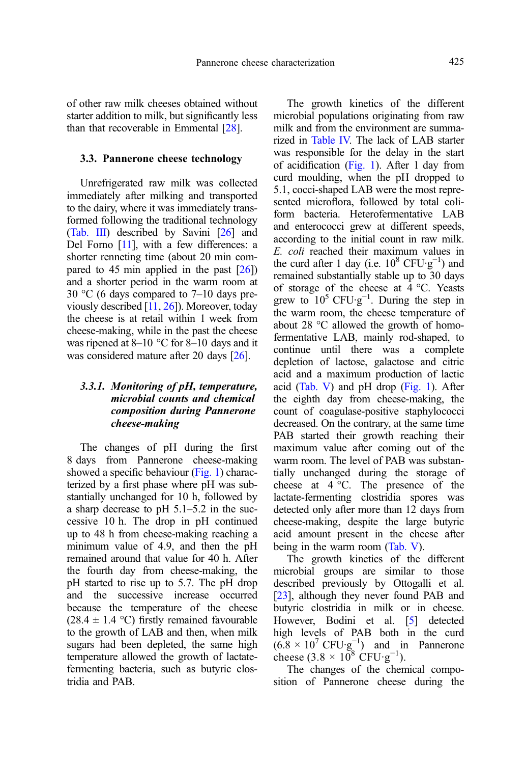of other raw milk cheeses obtained without starter addition to milk, but significantly less than that recoverable in Emmental [28].

### 3.3. Pannerone cheese technology

Unrefrigerated raw milk was collected immediately after milking and transported to the dairy, where it was immediately transformed following the traditional technology (Tab. III) described by Savini [26] and Del Forno [11], with a few differences: a shorter renneting time (about 20 min compared to 45 min applied in the past [26]) and a shorter period in the warm room at 30 °C (6 days compared to 7–10 days previously described [11, 26]). Moreover, today the cheese is at retail within 1 week from cheese-making, while in the past the cheese was ripened at 8–10 °C for 8–10 days and it was considered mature after 20 days [26].

#### *3.3.1. Monitoring of pH, temperature, microbial counts and chemical composition during Pannerone cheese-making*

The changes of pH during the first 8 days from Pannerone cheese-making showed a specific behaviour (Fig. 1) characterized by a first phase where pH was substantially unchanged for 10 h, followed by a sharp decrease to pH 5.1–5.2 in the successive 10 h. The drop in pH continued up to 48 h from cheese-making reaching a minimum value of 4.9, and then the pH remained around that value for 40 h. After the fourth day from cheese-making, the pH started to rise up to 5.7. The pH drop and the successive increase occurred because the temperature of the cheese (28.4 ± 1.4 °C) firstly remained favourable to the growth of LAB and then, when milk sugars had been depleted, the same high temperature allowed the growth of lactate-fermenting bacteria, such as butyric clostridia and PAB.

The growth kinetics of the different microbial populations originating from raw milk and from the environment are summarized in Table IV. The lack of LAB starter was responsible for the delay in the start of acidification (Fig. 1). After 1 day from curd moulding, when the pH dropped to 5.1, cocci-shaped LAB were the most represented microflora, followed by total coliform bacteria. Heterofermentative LAB and enterococci grew at different speeds, according to the initial count in raw milk. *E. coli* reached their maximum values in the curd after 1 day (i.e. $10^8$ CFU·g$^{-1}$) and remained substantially stable up to 30 days of storage of the cheese at 4 °C. Yeasts grew to $10^5$ CFU·g$^{-1}$. During the step in the warm room, the cheese temperature of about 28 °C allowed the growth of homofermentative LAB, mainly rod-shaped, to continue until there was a complete depletion of lactose, galactose and citric acid and a maximum production of lactic acid (Tab. V) and pH drop (Fig. 1). After the eighth day from cheese-making, the count of coagulase-positive staphylococci decreased. On the contrary, at the same time PAB started their growth reaching their maximum value after coming out of the warm room. The level of PAB was substantially unchanged during the storage of cheese at 4 °C. The presence of the lactate-fermenting clostridia spores was detected only after more than 12 days from cheese-making, despite the large butyric acid amount present in the cheese after being in the warm room (Tab. V).

The growth kinetics of the different microbial groups are similar to those described previously by Ottogalli et al. [23], although they never found PAB and butyric clostridia in milk or in cheese. However, Bodini et al. [5] detected high levels of PAB both in the curd ($6.8 \times 10^7$ CFU·g$^{-1}$) and in Pannerone cheese ($3.8 \times 10^8$ CFU·g$^{-1}$).

The changes of the chemical composition of Pannerone cheese during the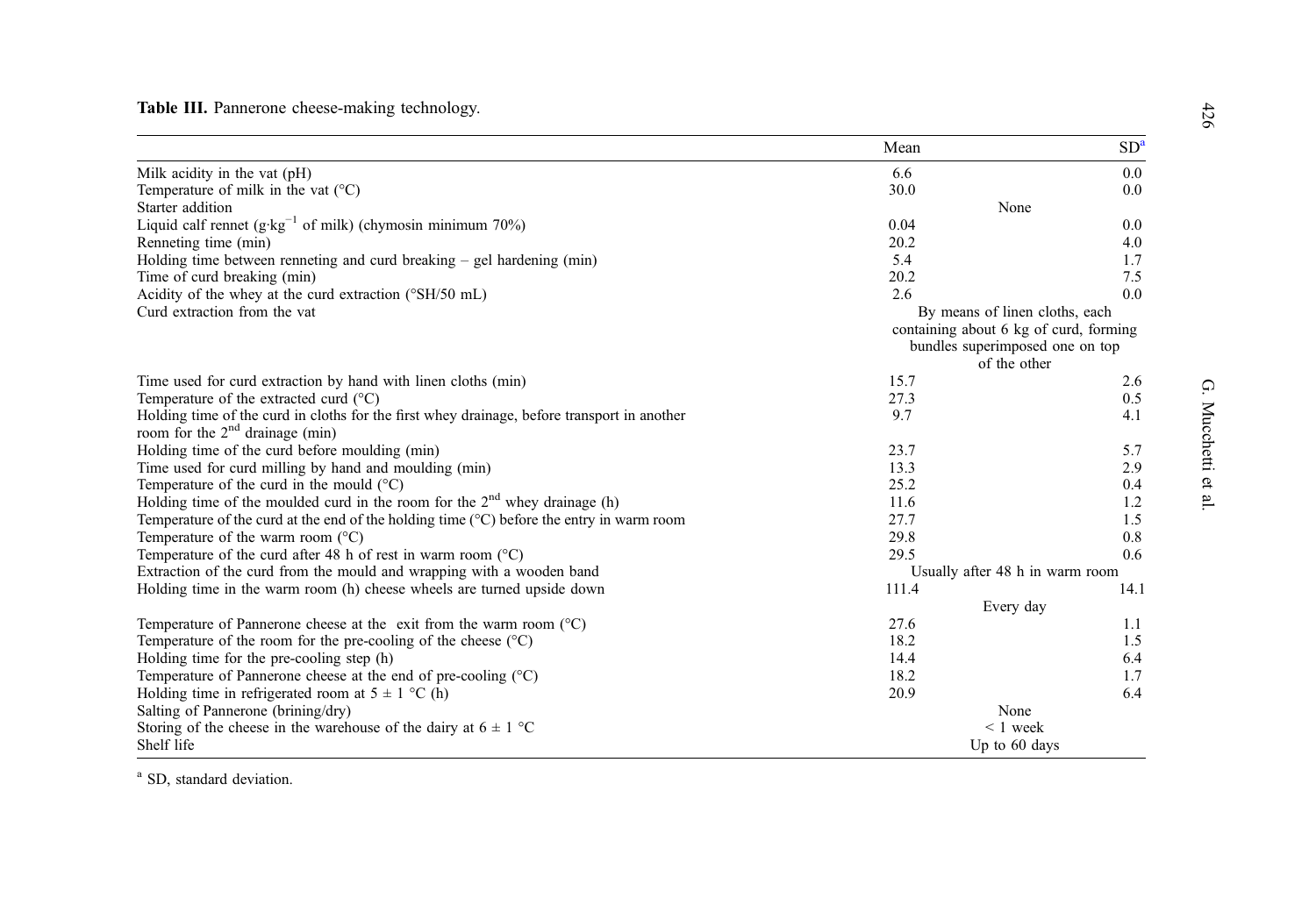**Table III.** Pannerone cheese-making technology.

| | Mean | SD[a] |
|---|---|---|
| Milk acidity in the vat (pH) | 6.6 | 0.0 |
| Temperature of milk in the vat (°C) | 30.0 | 0.0 |
| Starter addition | None | |
| Liquid calf rennet (g·kg$^{-1}$ of milk) (chymosin minimum 70%) | 0.04 | 0.0 |
| Renneting time (min) | 20.2 | 4.0 |
| Holding time between renneting and curd breaking – gel hardening (min) | 5.4 | 1.7 |
| Time of curd breaking (min) | 20.2 | 7.5 |
| Acidity of the whey at the curd extraction (°SH/50 mL) | 2.6 | 0.0 |
| Curd extraction from the vat | By means of linen cloths, each containing about 6 kg of curd, forming bundles superimposed one on top of the other | |
| Time used for curd extraction by hand with linen cloths (min) | 15.7 | 2.6 |
| Temperature of the extracted curd (°C) | 27.3 | 0.5 |
| Holding time of the curd in cloths for the first whey drainage, before transport in another room for the 2nd drainage (min) | 9.7 | 4.1 |
| Holding time of the curd before moulding (min) | 23.7 | 5.7 |
| Time used for curd milling by hand and moulding (min) | 13.3 | 2.9 |
| Temperature of the curd in the mould (°C) | 25.2 | 0.4 |
| Holding time of the moulded curd in the room for the 2nd whey drainage (h) | 11.6 | 1.2 |
| Temperature of the curd at the end of the holding time (°C) before the entry in warm room | 27.7 | 1.5 |
| Temperature of the warm room (°C) | 29.8 | 0.8 |
| Temperature of the curd after 48 h of rest in warm room (°C) | 29.5 | 0.6 |
| Extraction of the curd from the mould and wrapping with a wooden band | Usually after 48 h in warm room | |
| Holding time in the warm room (h) cheese wheels are turned upside down | 111.4<br>Every day | 14.1 |
| Temperature of Pannerone cheese at the exit from the warm room (°C) | 27.6 | 1.1 |
| Temperature of the room for the pre-cooling of the cheese (°C) | 18.2 | 1.5 |
| Holding time for the pre-cooling step (h) | 14.4 | 6.4 |
| Temperature of Pannerone cheese at the end of pre-cooling (°C) | 18.2 | 1.7 |
| Holding time in refrigerated room at 5 ± 1 °C (h) | 20.9 | 6.4 |
| Salting of Pannerone (brining/dry) | None | |
| Storing of the cheese in the warehouse of the dairy at 6 ± 1 °C | < 1 week | |
| Shelf life | Up to 60 days | |

[a] SD, standard deviation.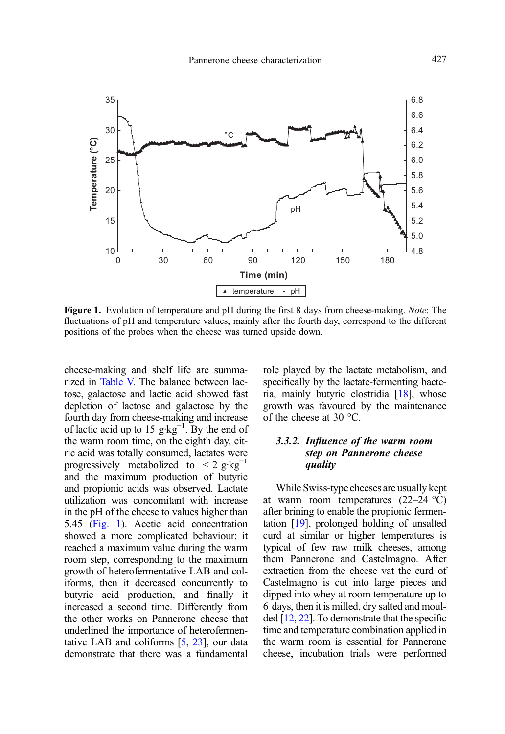Figure 1. Evolution of temperature and pH during the first 8 days from cheese-making. *Note*: The fluctuations of pH and temperature values, mainly after the fourth day, correspond to the different positions of the probes when the cheese was turned upside down.

cheese-making and shelf life are summarized in Table V. The balance between lactose, galactose and lactic acid showed fast depletion of lactose and galactose by the fourth day from cheese-making and increase of lactic acid up to 15 $g{\cdot}kg^{-1}$. By the end of the warm room time, on the eighth day, citric acid was totally consumed, lactates were progressively metabolized to $< 2$ $g{\cdot}kg^{-1}$ and the maximum production of butyric and propionic acids was observed. Lactate utilization was concomitant with increase in the pH of the cheese to values higher than 5.45 (Fig. 1). Acetic acid concentration showed a more complicated behaviour: it reached a maximum value during the warm room step, corresponding to the maximum growth of heterofermentative LAB and coliforms, then it decreased concurrently to butyric acid production, and finally it increased a second time. Differently from the other works on Pannerone cheese that underlined the importance of heterofermentative LAB and coliforms [5, 23], our data demonstrate that there was a fundamental role played by the lactate metabolism, and specifically by the lactate-fermenting bacteria, mainly butyric clostridia [18], whose growth was favoured by the maintenance of the cheese at 30 °C.

### *3.3.2. Influence of the warm room step on Pannerone cheese quality*

While Swiss-type cheeses are usually kept at warm room temperatures (22–24 °C) after brining to enable the propionic fermentation [19], prolonged holding of unsalted curd at similar or higher temperatures is typical of few raw milk cheeses, among them Pannerone and Castelmagno. After extraction from the cheese vat the curd of Castelmagno is cut into large pieces and dipped into whey at room temperature up to 6 days, then it is milled, dry salted and moulded [12, 22]. To demonstrate that the specific time and temperature combination applied in the warm room is essential for Pannerone cheese, incubation trials were performed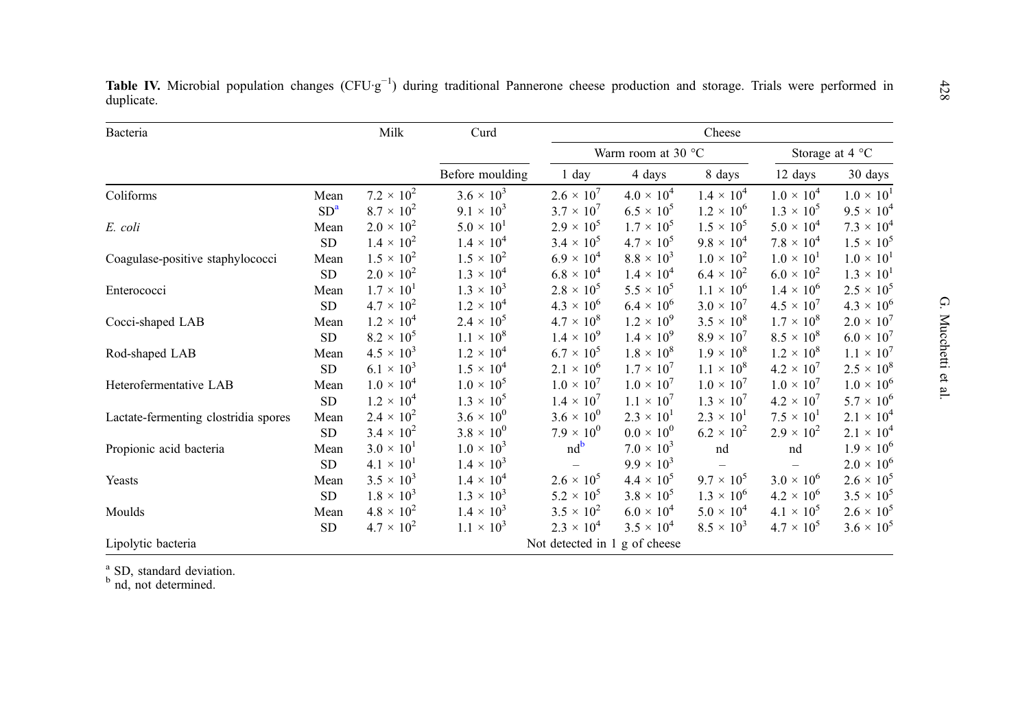**Table IV.** Microbial population changes (CFU·g$^{-1}$) during traditional Pannerone cheese production and storage. Trials were performed in duplicate.

| Bacteria | | Milk | Curd | Cheese | | | | |
|---|---|---|---|---|---|---|---|---|
| | | | | Warm room at 30 °C | | | Storage at 4 °C | |
| | | | Before moulding | 1 day | 4 days | 8 days | 12 days | 30 days |
| Coliforms | Mean | $7.2 \times 10^2$ | $3.6 \times 10^3$ | $2.6 \times 10^7$ | $4.0 \times 10^4$ | $1.4 \times 10^4$ | $1.0 \times 10^4$ | $1.0 \times 10^1$ |
| | SD[a] | $8.7 \times 10^2$ | $9.1 \times 10^3$ | $3.7 \times 10^7$ | $6.5 \times 10^5$ | $1.2 \times 10^6$ | $1.3 \times 10^5$ | $9.5 \times 10^4$ |
| *E. coli* | Mean | $2.0 \times 10^2$ | $5.0 \times 10^1$ | $2.9 \times 10^5$ | $1.7 \times 10^5$ | $1.5 \times 10^5$ | $5.0 \times 10^4$ | $7.3 \times 10^4$ |
| | SD | $1.4 \times 10^2$ | $1.4 \times 10^4$ | $3.4 \times 10^5$ | $4.7 \times 10^5$ | $9.8 \times 10^4$ | $7.8 \times 10^4$ | $1.5 \times 10^5$ |
| Coagulase-positive staphylococci | Mean | $1.5 \times 10^2$ | $1.5 \times 10^2$ | $6.9 \times 10^4$ | $8.8 \times 10^3$ | $1.0 \times 10^2$ | $1.0 \times 10^1$ | $1.0 \times 10^1$ |
| | SD | $2.0 \times 10^2$ | $1.3 \times 10^4$ | $6.8 \times 10^4$ | $1.4 \times 10^4$ | $6.4 \times 10^2$ | $6.0 \times 10^2$ | $1.3 \times 10^1$ |
| Enterococci | Mean | $1.7 \times 10^1$ | $1.3 \times 10^3$ | $2.8 \times 10^5$ | $5.5 \times 10^5$ | $1.1 \times 10^6$ | $1.4 \times 10^6$ | $2.5 \times 10^5$ |
| | SD | $4.7 \times 10^2$ | $1.2 \times 10^4$ | $4.3 \times 10^6$ | $6.4 \times 10^6$ | $3.0 \times 10^7$ | $4.5 \times 10^7$ | $4.3 \times 10^6$ |
| Cocci-shaped LAB | Mean | $1.2 \times 10^4$ | $2.4 \times 10^5$ | $4.7 \times 10^8$ | $1.2 \times 10^9$ | $3.5 \times 10^8$ | $1.7 \times 10^8$ | $2.0 \times 10^7$ |
| | SD | $8.2 \times 10^5$ | $1.1 \times 10^8$ | $1.4 \times 10^9$ | $1.4 \times 10^9$ | $8.9 \times 10^7$ | $8.5 \times 10^8$ | $6.0 \times 10^7$ |
| Rod-shaped LAB | Mean | $4.5 \times 10^3$ | $1.2 \times 10^4$ | $6.7 \times 10^5$ | $1.8 \times 10^8$ | $1.9 \times 10^8$ | $1.2 \times 10^8$ | $1.1 \times 10^7$ |
| | SD | $6.1 \times 10^3$ | $1.5 \times 10^4$ | $2.1 \times 10^6$ | $1.7 \times 10^7$ | $1.1 \times 10^8$ | $4.2 \times 10^7$ | $2.5 \times 10^8$ |
| Heterofermentative LAB | Mean | $1.0 \times 10^4$ | $1.0 \times 10^5$ | $1.0 \times 10^7$ | $1.0 \times 10^7$ | $1.0 \times 10^7$ | $1.0 \times 10^7$ | $1.0 \times 10^6$ |
| | SD | $1.2 \times 10^4$ | $1.3 \times 10^5$ | $1.4 \times 10^7$ | $1.1 \times 10^7$ | $1.3 \times 10^7$ | $4.2 \times 10^7$ | $5.7 \times 10^6$ |
| Lactate-fermenting clostridia spores | Mean | $2.4 \times 10^2$ | $3.6 \times 10^0$ | $3.6 \times 10^0$ | $2.3 \times 10^1$ | $2.3 \times 10^1$ | $7.5 \times 10^1$ | $2.1 \times 10^4$ |
| | SD | $3.4 \times 10^2$ | $3.8 \times 10^0$ | $7.9 \times 10^0$ | $0.0 \times 10^0$ | $6.2 \times 10^2$ | $2.9 \times 10^2$ | $2.1 \times 10^4$ |
| Propionic acid bacteria | Mean | $3.0 \times 10^1$ | $1.0 \times 10^3$ | nd[b] | $7.0 \times 10^3$ | nd | nd | $1.9 \times 10^6$ |
| | SD | $4.1 \times 10^1$ | $1.4 \times 10^3$ | – | $9.9 \times 10^3$ | – | – | $2.0 \times 10^6$ |
| Yeasts | Mean | $3.5 \times 10^3$ | $1.4 \times 10^4$ | $2.6 \times 10^5$ | $4.4 \times 10^5$ | $9.7 \times 10^5$ | $3.0 \times 10^6$ | $2.6 \times 10^5$ |
| | SD | $1.8 \times 10^3$ | $1.3 \times 10^3$ | $5.2 \times 10^5$ | $3.8 \times 10^5$ | $1.3 \times 10^6$ | $4.2 \times 10^6$ | $3.5 \times 10^5$ |
| Moulds | Mean | $4.8 \times 10^2$ | $1.4 \times 10^3$ | $3.5 \times 10^2$ | $6.0 \times 10^4$ | $5.0 \times 10^4$ | $4.1 \times 10^5$ | $2.6 \times 10^5$ |
| | SD | $4.7 \times 10^2$ | $1.1 \times 10^3$ | $2.3 \times 10^4$ | $3.5 \times 10^4$ | $8.5 \times 10^3$ | $4.7 \times 10^5$ | $3.6 \times 10^5$ |
| Lipolytic bacteria | | Not detected in 1 g of cheese | | | | | | |

[a] SD, standard deviation.
[b] nd, not determined.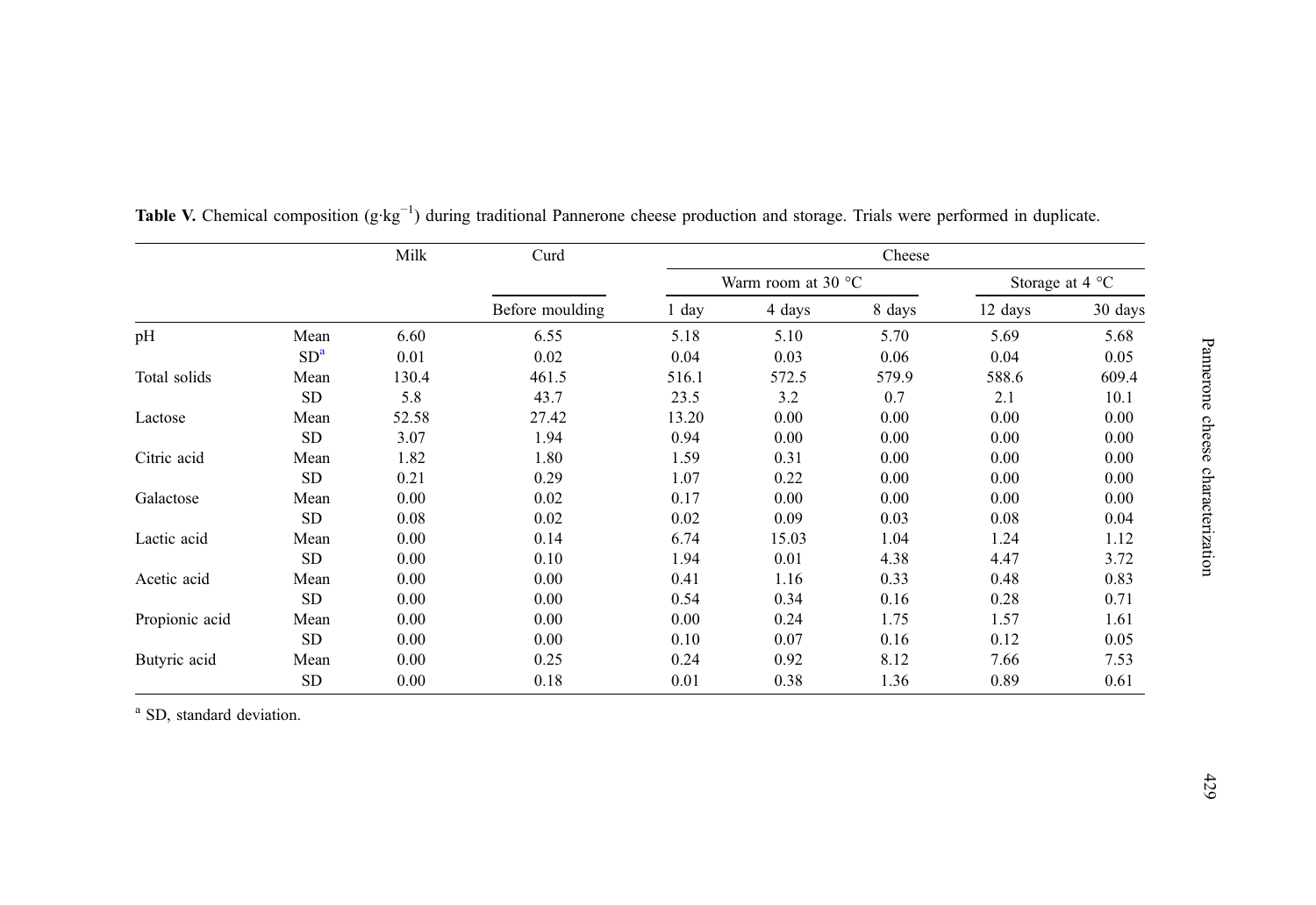**Table V.** Chemical composition (g·kg$^{-1}$) during traditional Pannerone cheese production and storage. Trials were performed in duplicate.

| | | Milk | Curd | Cheese | | | | |
|---|---|---|---|---|---|---|---|---|
| | | | | Warm room at 30 °C | | | Storage at 4 °C | |
| | | | Before moulding | 1 day | 4 days | 8 days | 12 days | 30 days |
| pH | Mean | 6.60 | 6.55 | 5.18 | 5.10 | 5.70 | 5.69 | 5.68 |
| | SD[a] | 0.01 | 0.02 | 0.04 | 0.03 | 0.06 | 0.04 | 0.05 |
| Total solids | Mean | 130.4 | 461.5 | 516.1 | 572.5 | 579.9 | 588.6 | 609.4 |
| | SD | 5.8 | 43.7 | 23.5 | 3.2 | 0.7 | 2.1 | 10.1 |
| Lactose | Mean | 52.58 | 27.42 | 13.20 | 0.00 | 0.00 | 0.00 | 0.00 |
| | SD | 3.07 | 1.94 | 0.94 | 0.00 | 0.00 | 0.00 | 0.00 |
| Citric acid | Mean | 1.82 | 1.80 | 1.59 | 0.31 | 0.00 | 0.00 | 0.00 |
| | SD | 0.21 | 0.29 | 1.07 | 0.22 | 0.00 | 0.00 | 0.00 |
| Galactose | Mean | 0.00 | 0.02 | 0.17 | 0.00 | 0.00 | 0.00 | 0.00 |
| | SD | 0.08 | 0.02 | 0.02 | 0.09 | 0.03 | 0.08 | 0.04 |
| Lactic acid | Mean | 0.00 | 0.14 | 6.74 | 15.03 | 1.04 | 1.24 | 1.12 |
| | SD | 0.00 | 0.10 | 1.94 | 0.01 | 4.38 | 4.47 | 3.72 |
| Acetic acid | Mean | 0.00 | 0.00 | 0.41 | 1.16 | 0.33 | 0.48 | 0.83 |
| | SD | 0.00 | 0.00 | 0.54 | 0.34 | 0.16 | 0.28 | 0.71 |
| Propionic acid | Mean | 0.00 | 0.00 | 0.00 | 0.24 | 1.75 | 1.57 | 1.61 |
| | SD | 0.00 | 0.00 | 0.10 | 0.07 | 0.16 | 0.12 | 0.05 |
| Butyric acid | Mean | 0.00 | 0.25 | 0.24 | 0.92 | 8.12 | 7.66 | 7.53 |
| | SD | 0.00 | 0.18 | 0.01 | 0.38 | 1.36 | 0.89 | 0.61 |

[a] SD, standard deviation.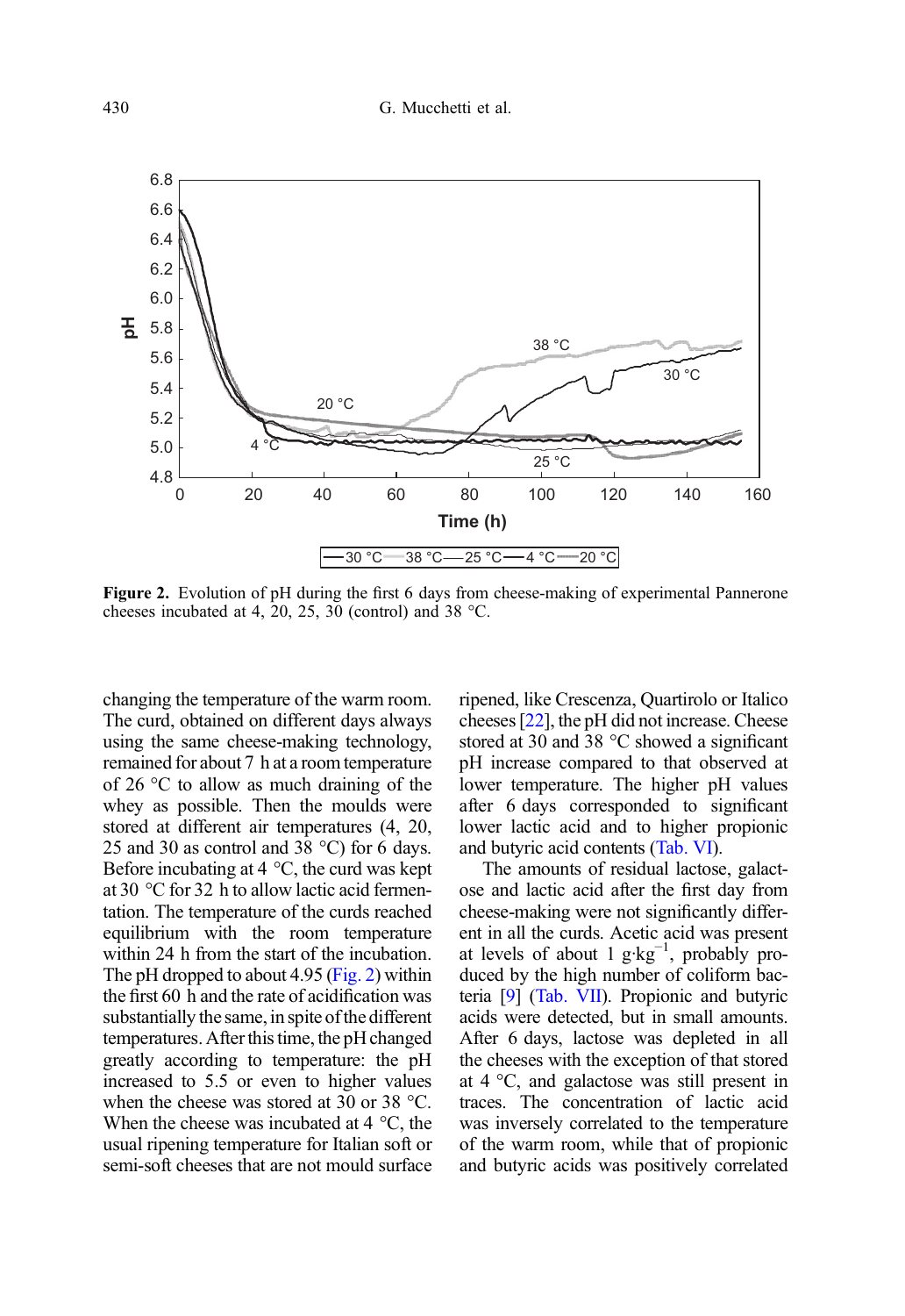**Figure 2.** Evolution of pH during the first 6 days from cheese-making of experimental Pannerone cheeses incubated at 4, 20, 25, 30 (control) and 38 °C.

changing the temperature of the warm room. The curd, obtained on different days always using the same cheese-making technology, remained for about 7 h at a room temperature of 26 °C to allow as much draining of the whey as possible. Then the moulds were stored at different air temperatures (4, 20, 25 and 30 as control and 38 °C) for 6 days. Before incubating at 4 °C, the curd was kept at 30 °C for 32 h to allow lactic acid fermentation. The temperature of the curds reached equilibrium with the room temperature within 24 h from the start of the incubation. The pH dropped to about 4.95 (Fig. 2) within the first 60 h and the rate of acidification was substantially the same, in spite of the different temperatures. After this time, the pH changed greatly according to temperature: the pH increased to 5.5 or even to higher values when the cheese was stored at 30 or 38 °C. When the cheese was incubated at 4 °C, the usual ripening temperature for Italian soft or semi-soft cheeses that are not mould surface ripened, like Crescenza, Quartirolo or Italico cheeses [22], the pH did not increase. Cheese stored at 30 and 38 °C showed a significant pH increase compared to that observed at lower temperature. The higher pH values after 6 days corresponded to significant lower lactic acid and to higher propionic and butyric acid contents (Tab. VI).

The amounts of residual lactose, galactose and lactic acid after the first day from cheese-making were not significantly different in all the curds. Acetic acid was present at levels of about 1 $g \cdot kg^{-1}$, probably produced by the high number of coliform bacteria [9] (Tab. VII). Propionic and butyric acids were detected, but in small amounts. After 6 days, lactose was depleted in all the cheeses with the exception of that stored at 4 °C, and galactose was still present in traces. The concentration of lactic acid was inversely correlated to the temperature of the warm room, while that of propionic and butyric acids was positively correlated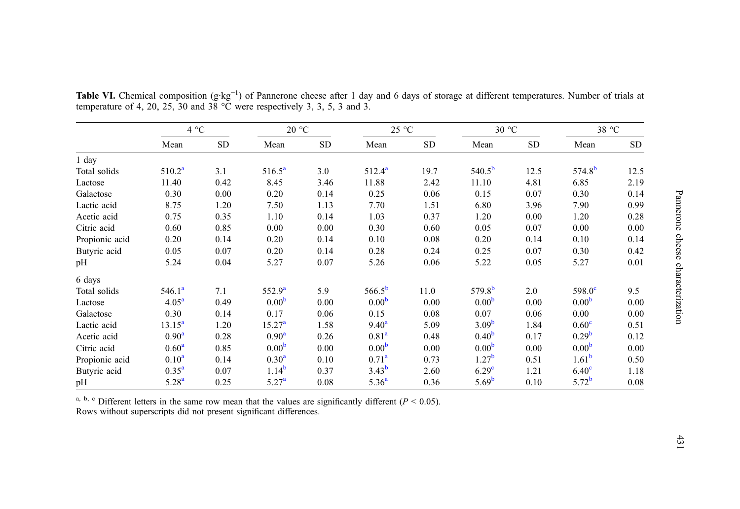**Table VI.** Chemical composition (g·kg$^{-1}$) of Pannerone cheese after 1 day and 6 days of storage at different temperatures. Number of trials at temperature of 4, 20, 25, 30 and 38 °C were respectively 3, 3, 5, 3 and 3.

| | 4 °C | | 20 °C | | 25 °C | | 30 °C | | 38 °C | |
|---|---|---|---|---|---|---|---|---|---|---|
| | Mean | SD | Mean | SD | Mean | SD | Mean | SD | Mean | SD |
| 1 day | | | | | | | | | | |
| Total solids | 510.2[a] | 3.1 | 516.5[a] | 3.0 | 512.4[a] | 19.7 | 540.5[b] | 12.5 | 574.8[b] | 12.5 |
| Lactose | 11.40 | 0.42 | 8.45 | 3.46 | 11.88 | 2.42 | 11.10 | 4.81 | 6.85 | 2.19 |
| Galactose | 0.30 | 0.00 | 0.20 | 0.14 | 0.25 | 0.06 | 0.15 | 0.07 | 0.30 | 0.14 |
| Lactic acid | 8.75 | 1.20 | 7.50 | 1.13 | 7.70 | 1.51 | 6.80 | 3.96 | 7.90 | 0.99 |
| Acetic acid | 0.75 | 0.35 | 1.10 | 0.14 | 1.03 | 0.37 | 1.20 | 0.00 | 1.20 | 0.28 |
| Citric acid | 0.60 | 0.85 | 0.00 | 0.00 | 0.30 | 0.60 | 0.05 | 0.07 | 0.00 | 0.00 |
| Propionic acid | 0.20 | 0.14 | 0.20 | 0.14 | 0.10 | 0.08 | 0.20 | 0.14 | 0.10 | 0.14 |
| Butyric acid | 0.05 | 0.07 | 0.20 | 0.14 | 0.28 | 0.24 | 0.25 | 0.07 | 0.30 | 0.42 |
| pH | 5.24 | 0.04 | 5.27 | 0.07 | 5.26 | 0.06 | 5.22 | 0.05 | 5.27 | 0.01 |
| 6 days | | | | | | | | | | |
| Total solids | 546.1[a] | 7.1 | 552.9[a] | 5.9 | 566.5[b] | 11.0 | 579.8[b] | 2.0 | 598.0[c] | 9.5 |
| Lactose | 4.05[a] | 0.49 | 0.00[b] | 0.00 | 0.00[b] | 0.00 | 0.00[b] | 0.00 | 0.00[b] | 0.00 |
| Galactose | 0.30 | 0.14 | 0.17 | 0.06 | 0.15 | 0.08 | 0.07 | 0.06 | 0.00 | 0.00 |
| Lactic acid | 13.15[a] | 1.20 | 15.27[a] | 1.58 | 9.40[a] | 5.09 | 3.09[b] | 1.84 | 0.60[c] | 0.51 |
| Acetic acid | 0.90[a] | 0.28 | 0.90[a] | 0.26 | 0.81[a] | 0.48 | 0.40[b] | 0.17 | 0.29[b] | 0.12 |
| Citric acid | 0.60[a] | 0.85 | 0.00[b] | 0.00 | 0.00[b] | 0.00 | 0.00[b] | 0.00 | 0.00[b] | 0.00 |
| Propionic acid | 0.10[a] | 0.14 | 0.30[a] | 0.10 | 0.71[a] | 0.73 | 1.27[b] | 0.51 | 1.61[b] | 0.50 |
| Butyric acid | 0.35[a] | 0.07 | 1.14[b] | 0.37 | 3.43[b] | 2.60 | 6.29[c] | 1.21 | 6.40[c] | 1.18 |
| pH | 5.28[a] | 0.25 | 5.27[a] | 0.08 | 5.36[a] | 0.36 | 5.69[b] | 0.10 | 5.72[b] | 0.08 |

[a, b, c] Different letters in the same row mean that the values are significantly different ($P < 0.05$).
Rows without superscripts did not present significant differences.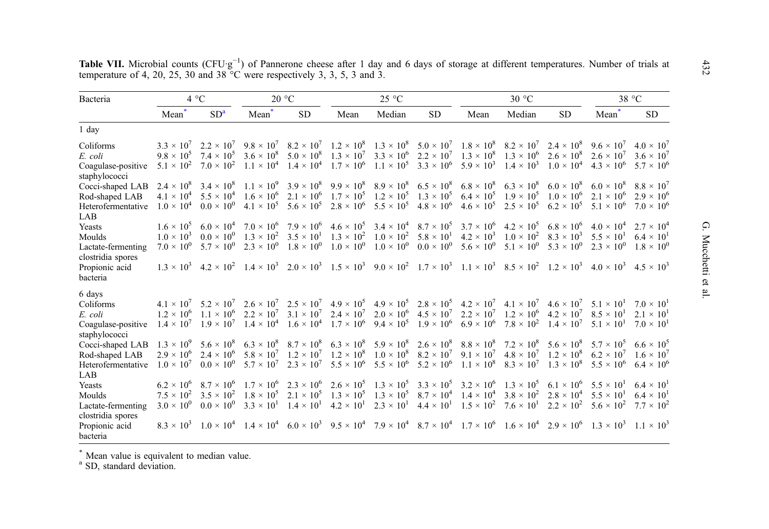**Table VII.** Microbial counts (CFU·g$^{-1}$) of Pannerone cheese after 1 day and 6 days of storage at different temperatures. Number of trials at temperature of 4, 20, 25, 30 and 38 °C were respectively 3, 3, 5, 3 and 3.

| Bacteria | 4 °C | | 20 °C | | 25 °C | | | 30 °C | | | 38 °C | |
|---|---|---|---|---|---|---|---|---|---|---|---|---|
| | Mean* | SD[a] | Mean* | SD | Mean | Median | SD | Mean | Median | SD | Mean* | SD |
| 1 day | | | | | | | | | | | | |
| Coliforms | $3.3 \times 10^7$ | $2.2 \times 10^7$ | $9.8 \times 10^7$ | $8.2 \times 10^7$ | $1.2 \times 10^8$ | $1.3 \times 10^8$ | $5.0 \times 10^7$ | $1.8 \times 10^8$ | $8.2 \times 10^7$ | $2.4 \times 10^8$ | $9.6 \times 10^7$ | $4.0 \times 10^7$ |
| *E. coli* | $9.8 \times 10^5$ | $7.4 \times 10^5$ | $3.6 \times 10^8$ | $5.0 \times 10^8$ | $1.3 \times 10^7$ | $3.3 \times 10^6$ | $2.2 \times 10^7$ | $1.3 \times 10^8$ | $1.3 \times 10^6$ | $2.6 \times 10^8$ | $2.6 \times 10^7$ | $3.6 \times 10^7$ |
| Coagulase-positive staphylococci | $5.1 \times 10^2$ | $7.0 \times 10^2$ | $1.1 \times 10^4$ | $1.4 \times 10^4$ | $1.7 \times 10^6$ | $1.1 \times 10^5$ | $3.3 \times 10^6$ | $5.9 \times 10^3$ | $1.4 \times 10^3$ | $1.0 \times 10^4$ | $4.3 \times 10^6$ | $5.7 \times 10^6$ |
| Cocci-shaped LAB | $2.4 \times 10^8$ | $3.4 \times 10^8$ | $1.1 \times 10^9$ | $3.9 \times 10^8$ | $9.9 \times 10^8$ | $8.9 \times 10^8$ | $6.5 \times 10^8$ | $6.8 \times 10^8$ | $6.3 \times 10^8$ | $6.0 \times 10^8$ | $6.0 \times 10^8$ | $8.8 \times 10^7$ |
| Rod-shaped LAB | $4.1 \times 10^4$ | $5.5 \times 10^4$ | $1.6 \times 10^6$ | $2.1 \times 10^6$ | $1.7 \times 10^5$ | $1.2 \times 10^5$ | $1.3 \times 10^5$ | $6.4 \times 10^5$ | $1.9 \times 10^5$ | $1.0 \times 10^6$ | $2.1 \times 10^6$ | $2.9 \times 10^6$ |
| Heterofermentative LAB | $1.0 \times 10^4$ | $0.0 \times 10^0$ | $4.1 \times 10^5$ | $5.6 \times 10^5$ | $2.8 \times 10^6$ | $5.5 \times 10^5$ | $4.8 \times 10^6$ | $4.6 \times 10^5$ | $2.5 \times 10^5$ | $6.2 \times 10^5$ | $5.1 \times 10^6$ | $7.0 \times 10^6$ |
| Yeasts | $1.6 \times 10^5$ | $6.0 \times 10^4$ | $7.0 \times 10^6$ | $7.9 \times 10^6$ | $4.6 \times 10^5$ | $3.4 \times 10^4$ | $8.7 \times 10^5$ | $3.7 \times 10^6$ | $4.2 \times 10^5$ | $6.8 \times 10^6$ | $4.0 \times 10^4$ | $2.7 \times 10^4$ |
| Moulds | $1.0 \times 10^3$ | $0.0 \times 10^0$ | $1.3 \times 10^2$ | $3.5 \times 10^1$ | $1.3 \times 10^2$ | $1.0 \times 10^2$ | $5.8 \times 10^1$ | $4.2 \times 10^3$ | $1.0 \times 10^2$ | $8.3 \times 10^3$ | $5.5 \times 10^1$ | $6.4 \times 10^1$ |
| Lactate-fermenting clostridia spores | $7.0 \times 10^0$ | $5.7 \times 10^0$ | $2.3 \times 10^0$ | $1.8 \times 10^0$ | $1.0 \times 10^0$ | $1.0 \times 10^0$ | $0.0 \times 10^0$ | $5.6 \times 10^0$ | $5.1 \times 10^0$ | $5.3 \times 10^0$ | $2.3 \times 10^0$ | $1.8 \times 10^0$ |
| Propionic acid bacteria | $1.3 \times 10^3$ | $4.2 \times 10^2$ | $1.4 \times 10^3$ | $2.0 \times 10^3$ | $1.5 \times 10^3$ | $9.0 \times 10^2$ | $1.7 \times 10^3$ | $1.1 \times 10^3$ | $8.5 \times 10^2$ | $1.2 \times 10^3$ | $4.0 \times 10^3$ | $4.5 \times 10^3$ |
| 6 days | | | | | | | | | | | | |
| Coliforms | $4.1 \times 10^7$ | $5.2 \times 10^7$ | $2.6 \times 10^7$ | $2.5 \times 10^7$ | $4.9 \times 10^5$ | $4.9 \times 10^5$ | $2.8 \times 10^5$ | $4.2 \times 10^7$ | $4.1 \times 10^7$ | $4.6 \times 10^7$ | $5.1 \times 10^1$ | $7.0 \times 10^1$ |
| *E. coli* | $1.2 \times 10^6$ | $1.1 \times 10^6$ | $2.2 \times 10^7$ | $3.1 \times 10^7$ | $2.4 \times 10^7$ | $2.0 \times 10^6$ | $4.5 \times 10^7$ | $2.2 \times 10^7$ | $1.2 \times 10^6$ | $4.2 \times 10^7$ | $8.5 \times 10^1$ | $2.1 \times 10^1$ |
| Coagulase-positive staphylococci | $1.4 \times 10^7$ | $1.9 \times 10^7$ | $1.4 \times 10^4$ | $1.6 \times 10^4$ | $1.7 \times 10^6$ | $9.4 \times 10^5$ | $1.9 \times 10^6$ | $6.9 \times 10^6$ | $7.8 \times 10^2$ | $1.4 \times 10^7$ | $5.1 \times 10^1$ | $7.0 \times 10^1$ |
| Cocci-shaped LAB | $1.3 \times 10^9$ | $5.6 \times 10^8$ | $6.3 \times 10^8$ | $8.7 \times 10^8$ | $6.3 \times 10^8$ | $5.9 \times 10^8$ | $2.6 \times 10^8$ | $8.8 \times 10^8$ | $7.2 \times 10^8$ | $5.6 \times 10^8$ | $5.7 \times 10^5$ | $6.6 \times 10^5$ |
| Rod-shaped LAB | $2.9 \times 10^6$ | $2.4 \times 10^6$ | $5.8 \times 10^7$ | $1.2 \times 10^7$ | $1.2 \times 10^8$ | $1.0 \times 10^8$ | $8.2 \times 10^7$ | $9.1 \times 10^7$ | $4.8 \times 10^7$ | $1.2 \times 10^8$ | $6.2 \times 10^7$ | $1.6 \times 10^7$ |
| Heterofermentative LAB | $1.0 \times 10^7$ | $0.0 \times 10^0$ | $5.7 \times 10^7$ | $2.3 \times 10^7$ | $5.5 \times 10^6$ | $5.5 \times 10^6$ | $5.2 \times 10^6$ | $1.1 \times 10^8$ | $8.3 \times 10^7$ | $1.3 \times 10^8$ | $5.5 \times 10^6$ | $6.4 \times 10^6$ |
| Yeasts | $6.2 \times 10^6$ | $8.7 \times 10^6$ | $1.7 \times 10^6$ | $2.3 \times 10^6$ | $2.6 \times 10^5$ | $1.3 \times 10^5$ | $3.3 \times 10^5$ | $3.2 \times 10^6$ | $1.3 \times 10^5$ | $6.1 \times 10^6$ | $5.5 \times 10^1$ | $6.4 \times 10^1$ |
| Moulds | $7.5 \times 10^2$ | $3.5 \times 10^2$ | $1.8 \times 10^5$ | $2.1 \times 10^5$ | $1.3 \times 10^5$ | $1.3 \times 10^5$ | $8.7 \times 10^4$ | $1.4 \times 10^4$ | $3.8 \times 10^2$ | $2.8 \times 10^4$ | $5.5 \times 10^1$ | $6.4 \times 10^1$ |
| Lactate-fermenting clostridia spores | $3.0 \times 10^0$ | $0.0 \times 10^0$ | $3.3 \times 10^1$ | $1.4 \times 10^1$ | $4.2 \times 10^1$ | $2.3 \times 10^1$ | $4.4 \times 10^1$ | $1.5 \times 10^2$ | $7.6 \times 10^1$ | $2.2 \times 10^2$ | $5.6 \times 10^2$ | $7.7 \times 10^2$ |
| Propionic acid bacteria | $8.3 \times 10^3$ | $1.0 \times 10^4$ | $1.4 \times 10^4$ | $6.0 \times 10^3$ | $9.5 \times 10^4$ | $7.9 \times 10^4$ | $8.7 \times 10^4$ | $1.7 \times 10^6$ | $1.6 \times 10^4$ | $2.9 \times 10^6$ | $1.3 \times 10^3$ | $1.1 \times 10^3$ |

\* Mean value is equivalent to median value.
[a] SD, standard deviation.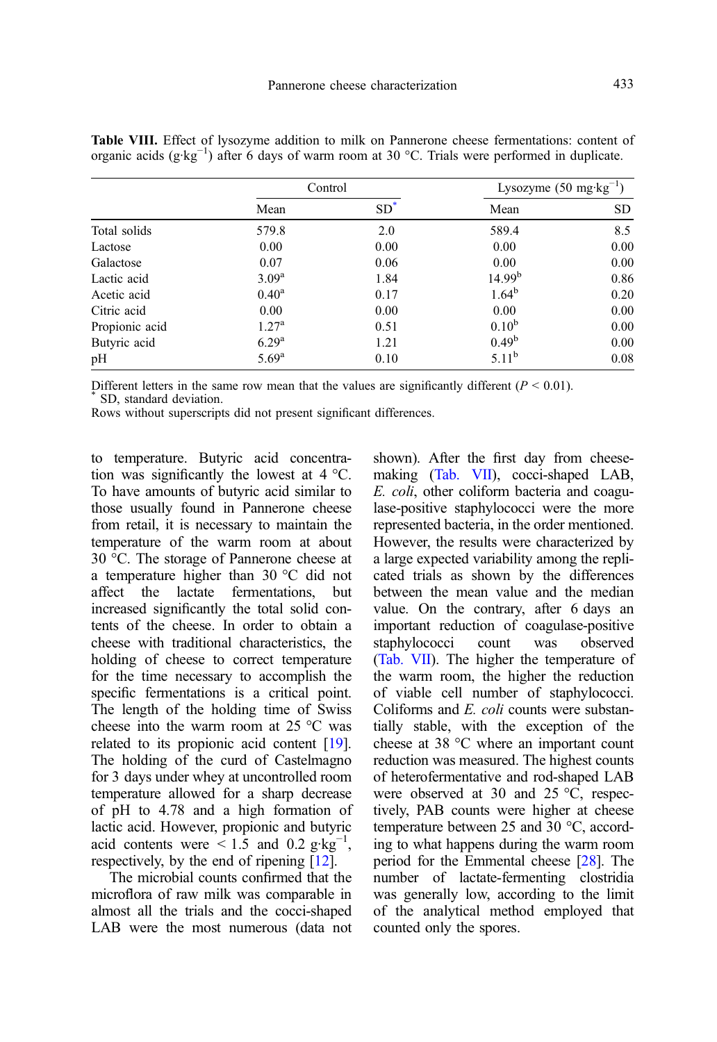**Table VIII.** Effect of lysozyme addition to milk on Pannerone cheese fermentations: content of organic acids (g·kg$^{-1}$) after 6 days of warm room at 30 °C. Trials were performed in duplicate.

| | Control | | Lysozyme (50 mg·kg$^{-1}$) | |
|---|---|---|---|---|
| | Mean | SD* | Mean | SD |
| Total solids | 579.8 | 2.0 | 589.4 | 8.5 |
| Lactose | 0.00 | 0.00 | 0.00 | 0.00 |
| Galactose | 0.07 | 0.06 | 0.00 | 0.00 |
| Lactic acid | 3.09[a] | 1.84 | 14.99[b] | 0.86 |
| Acetic acid | 0.40[a] | 0.17 | 1.64[b] | 0.20 |
| Citric acid | 0.00 | 0.00 | 0.00 | 0.00 |
| Propionic acid | 1.27[a] | 0.51 | 0.10[b] | 0.00 |
| Butyric acid | 6.29[a] | 1.21 | 0.49[b] | 0.00 |
| pH | 5.69[a] | 0.10 | 5.11[b] | 0.08 |

Different letters in the same row mean that the values are significantly different ($P < 0.01$).
* SD, standard deviation.
Rows without superscripts did not present significant differences.

to temperature. Butyric acid concentration was significantly the lowest at 4 °C. To have amounts of butyric acid similar to those usually found in Pannerone cheese from retail, it is necessary to maintain the temperature of the warm room at about 30 °C. The storage of Pannerone cheese at a temperature higher than 30 °C did not affect the lactate fermentations, but increased significantly the total solid contents of the cheese. In order to obtain a cheese with traditional characteristics, the holding of cheese to correct temperature for the time necessary to accomplish the specific fermentations is a critical point. The length of the holding time of Swiss cheese into the warm room at 25 °C was related to its propionic acid content [19]. The holding of the curd of Castelmagno for 3 days under whey at uncontrolled room temperature allowed for a sharp decrease of pH to 4.78 and a high formation of lactic acid. However, propionic and butyric acid contents were < 1.5 and 0.2 g·kg$^{-1}$, respectively, by the end of ripening [12].

The microbial counts confirmed that the microflora of raw milk was comparable in almost all the trials and the cocci-shaped LAB were the most numerous (data not shown). After the first day from cheese-making (Tab. VII), cocci-shaped LAB, *E. coli*, other coliform bacteria and coagulase-positive staphylococci were the more represented bacteria, in the order mentioned. However, the results were characterized by a large expected variability among the replicated trials as shown by the differences between the mean value and the median value. On the contrary, after 6 days an important reduction of coagulase-positive staphylococci count was observed (Tab. VII). The higher the temperature of the warm room, the higher the reduction of viable cell number of staphylococci. Coliforms and *E. coli* counts were substantially stable, with the exception of the cheese at 38 °C where an important count reduction was measured. The highest counts of heterofermentative and rod-shaped LAB were observed at 30 and 25 °C, respectively, PAB counts were higher at cheese temperature between 25 and 30 °C, according to what happens during the warm room period for the Emmental cheese [28]. The number of lactate-fermenting clostridia was generally low, according to the limit of the analytical method employed that counted only the spores.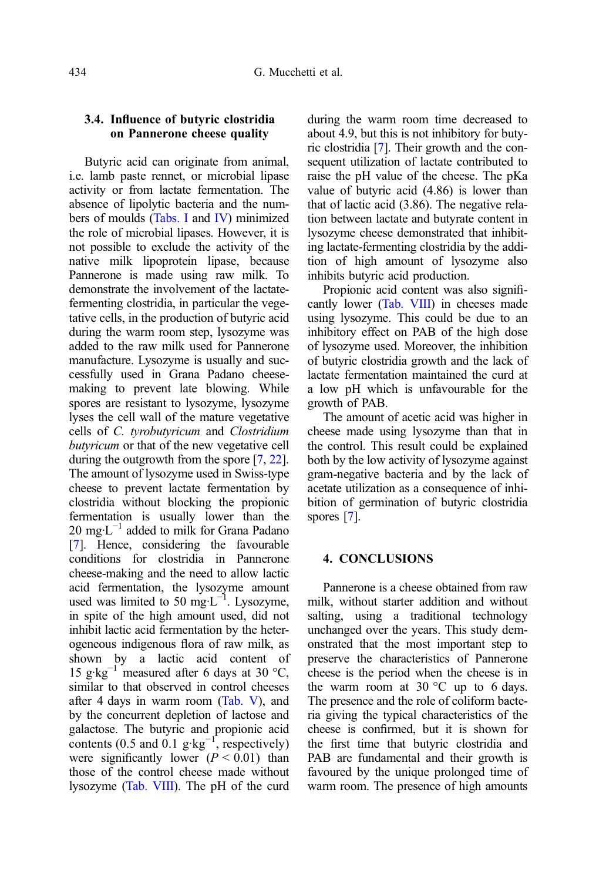### 3.4. Influence of butyric clostridia on Pannerone cheese quality

Butyric acid can originate from animal, i.e. lamb paste rennet, or microbial lipase activity or from lactate fermentation. The absence of lipolytic bacteria and the numbers of moulds (Tabs. I and IV) minimized the role of microbial lipases. However, it is not possible to exclude the activity of the native milk lipoprotein lipase, because Pannerone is made using raw milk. To demonstrate the involvement of the lactate-fermenting clostridia, in particular the vegetative cells, in the production of butyric acid during the warm room step, lysozyme was added to the raw milk used for Pannerone manufacture. Lysozyme is usually and successfully used in Grana Padano cheese-making to prevent late blowing. While spores are resistant to lysozyme, lysozyme lyses the cell wall of the mature vegetative cells of *C. tyrobutyricum* and *Clostridium butyricum* or that of the new vegetative cell during the outgrowth from the spore [7, 22]. The amount of lysozyme used in Swiss-type cheese to prevent lactate fermentation by clostridia without blocking the propionic fermentation is usually lower than the 20 $mg \cdot L^{-1}$ added to milk for Grana Padano [7]. Hence, considering the favourable conditions for clostridia in Pannerone cheese-making and the need to allow lactic acid fermentation, the lysozyme amount used was limited to 50 $mg \cdot L^{-1}$. Lysozyme, in spite of the high amount used, did not inhibit lactic acid fermentation by the heterogeneous indigenous flora of raw milk, as shown by a lactic acid content of 15 $g \cdot kg^{-1}$ measured after 6 days at 30 °C, similar to that observed in control cheeses after 4 days in warm room (Tab. V), and by the concurrent depletion of lactose and galactose. The butyric and propionic acid contents (0.5 and 0.1 $g \cdot kg^{-1}$, respectively) were significantly lower ($P < 0.01$) than those of the control cheese made without lysozyme (Tab. VIII). The pH of the curd during the warm room time decreased to about 4.9, but this is not inhibitory for butyric clostridia [7]. Their growth and the consequent utilization of lactate contributed to raise the pH value of the cheese. The pKa value of butyric acid (4.86) is lower than that of lactic acid (3.86). The negative relation between lactate and butyrate content in lysozyme cheese demonstrated that inhibiting lactate-fermenting clostridia by the addition of high amount of lysozyme also inhibits butyric acid production.

Propionic acid content was also significantly lower (Tab. VIII) in cheeses made using lysozyme. This could be due to an inhibitory effect on PAB of the high dose of lysozyme used. Moreover, the inhibition of butyric clostridia growth and the lack of lactate fermentation maintained the curd at a low pH which is unfavourable for the growth of PAB.

The amount of acetic acid was higher in cheese made using lysozyme than that in the control. This result could be explained both by the low activity of lysozyme against gram-negative bacteria and by the lack of acetate utilization as a consequence of inhibition of germination of butyric clostridia spores [7].

## 4. CONCLUSIONS

Pannerone is a cheese obtained from raw milk, without starter addition and without salting, using a traditional technology unchanged over the years. This study demonstrated that the most important step to preserve the characteristics of Pannerone cheese is the period when the cheese is in the warm room at 30 °C up to 6 days. The presence and the role of coliform bacteria giving the typical characteristics of the cheese is confirmed, but it is shown for the first time that butyric clostridia and PAB are fundamental and their growth is favoured by the unique prolonged time of warm room. The presence of high amounts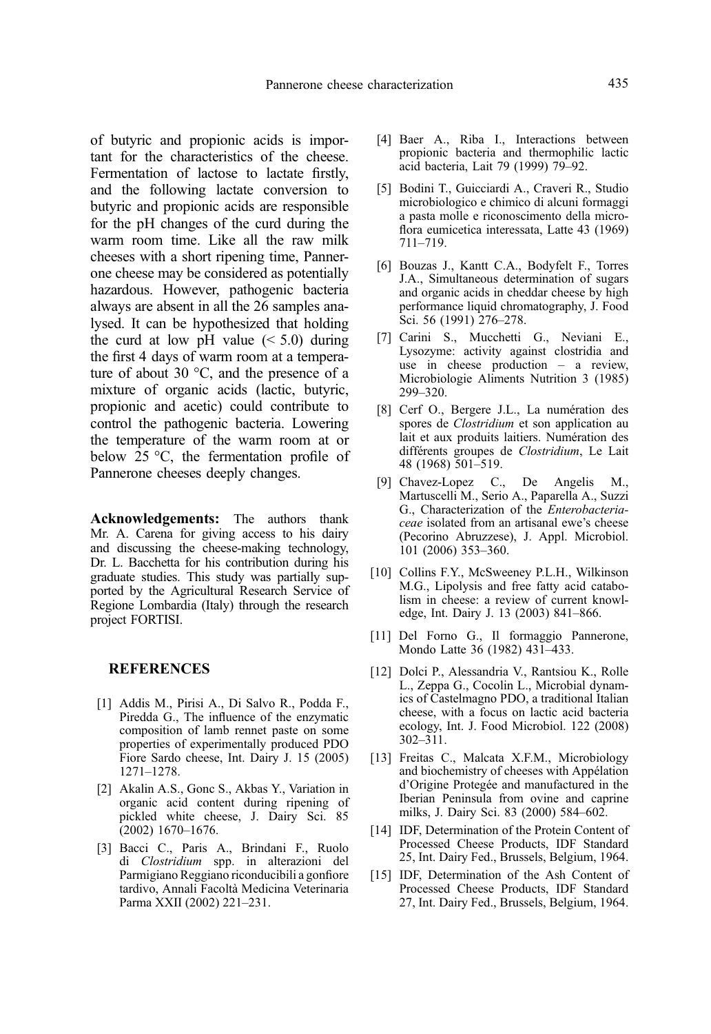of butyric and propionic acids is important for the characteristics of the cheese. Fermentation of lactose to lactate firstly, and the following lactate conversion to butyric and propionic acids are responsible for the pH changes of the curd during the warm room time. Like all the raw milk cheeses with a short ripening time, Pannerone cheese may be considered as potentially hazardous. However, pathogenic bacteria always are absent in all the 26 samples analysed. It can be hypothesized that holding the curd at low pH value (< 5.0) during the first 4 days of warm room at a temperature of about 30 °C, and the presence of a mixture of organic acids (lactic, butyric, propionic and acetic) could contribute to control the pathogenic bacteria. Lowering the temperature of the warm room at or below 25 °C, the fermentation profile of Pannerone cheeses deeply changes.

**Acknowledgements:** The authors thank Mr. A. Carena for giving access to his dairy and discussing the cheese-making technology, Dr. L. Bacchetta for his contribution during his graduate studies. This study was partially supported by the Agricultural Research Service of Regione Lombardia (Italy) through the research project FORTISI.

## REFERENCES

[1] Addis M., Pirisi A., Di Salvo R., Podda F., Piredda G., The influence of the enzymatic composition of lamb rennet paste on some properties of experimentally produced PDO Fiore Sardo cheese, Int. Dairy J. 15 (2005) 1271–1278.

[2] Akalin A.S., Gonc S., Akbas Y., Variation in organic acid content during ripening of pickled white cheese, J. Dairy Sci. 85 (2002) 1670–1676.

[3] Bacci C., Paris A., Brindani F., Ruolo di *Clostridium* spp. in alterazioni del Parmigiano Reggiano riconducibili a gonfiore tardivo, Annali Facoltà Medicina Veterinaria Parma XXII (2002) 221–231.

[4] Baer A., Riba I., Interactions between propionic bacteria and thermophilic lactic acid bacteria, Lait 79 (1999) 79–92.

[5] Bodini T., Guicciardi A., Craveri R., Studio microbiologico e chimico di alcuni formaggi a pasta molle e riconoscimento della microflora eumicetica interessata, Latte 43 (1969) 711–719.

[6] Bouzas J., Kantt C.A., Bodyfelt F., Torres J.A., Simultaneous determination of sugars and organic acids in cheddar cheese by high performance liquid chromatography, J. Food Sci. 56 (1991) 276–278.

[7] Carini S., Mucchetti G., Neviani E., Lysozyme: activity against clostridia and use in cheese production – a review, Microbiologie Aliments Nutrition 3 (1985) 299–320.

[8] Cerf O., Bergere J.L., La numération des spores de *Clostridium* et son application au lait et aux produits laitiers. Numération des différents groupes de *Clostridium*, Le Lait 48 (1968) 501–519.

[9] Chavez-Lopez C., De Angelis M., Martuscelli M., Serio A., Paparella A., Suzzi G., Characterization of the *Enterobacteriaceae* isolated from an artisanal ewe's cheese (Pecorino Abruzzese), J. Appl. Microbiol. 101 (2006) 353–360.

[10] Collins F.Y., McSweeney P.L.H., Wilkinson M.G., Lipolysis and free fatty acid catabolism in cheese: a review of current knowledge, Int. Dairy J. 13 (2003) 841–866.

[11] Del Forno G., Il formaggio Pannerone, Mondo Latte 36 (1982) 431–433.

[12] Dolci P., Alessandria V., Rantsiou K., Rolle L., Zeppa G., Cocolin L., Microbial dynamics of Castelmagno PDO, a traditional Italian cheese, with a focus on lactic acid bacteria ecology, Int. J. Food Microbiol. 122 (2008) 302–311.

[13] Freitas C., Malcata X.F.M., Microbiology and biochemistry of cheeses with Appélation d'Origine Protegée and manufactured in the Iberian Peninsula from ovine and caprine milks, J. Dairy Sci. 83 (2000) 584–602.

[14] IDF, Determination of the Protein Content of Processed Cheese Products, IDF Standard 25, Int. Dairy Fed., Brussels, Belgium, 1964.

[15] IDF, Determination of the Ash Content of Processed Cheese Products, IDF Standard 27, Int. Dairy Fed., Brussels, Belgium, 1964.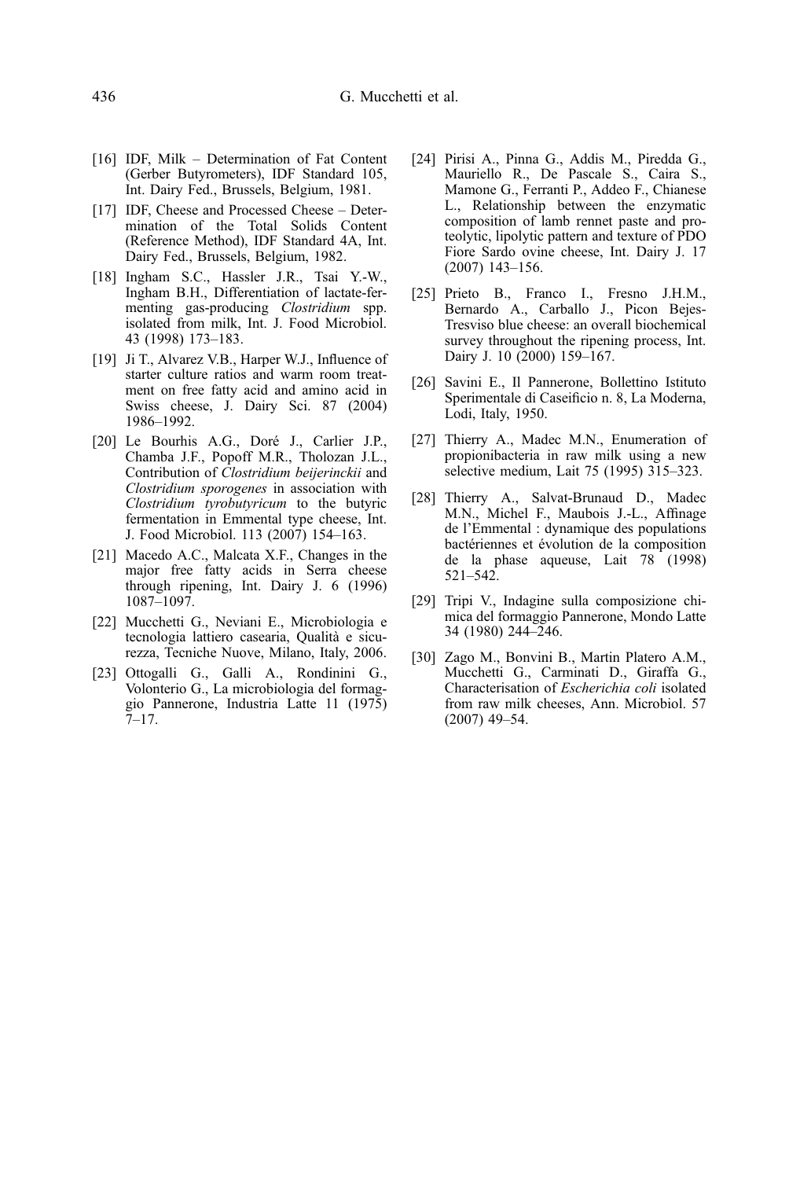[16] IDF, Milk – Determination of Fat Content (Gerber Butyrometers), IDF Standard 105, Int. Dairy Fed., Brussels, Belgium, 1981.

[17] IDF, Cheese and Processed Cheese – Determination of the Total Solids Content (Reference Method), IDF Standard 4A, Int. Dairy Fed., Brussels, Belgium, 1982.

[18] Ingham S.C., Hassler J.R., Tsai Y.-W., Ingham B.H., Differentiation of lactate-fermenting gas-producing *Clostridium* spp. isolated from milk, Int. J. Food Microbiol. 43 (1998) 173–183.

[19] Ji T., Alvarez V.B., Harper W.J., Influence of starter culture ratios and warm room treatment on free fatty acid and amino acid in Swiss cheese, J. Dairy Sci. 87 (2004) 1986–1992.

[20] Le Bourhis A.G., Doré J., Carlier J.P., Chamba J.F., Popoff M.R., Tholozan J.L., Contribution of *Clostridium beijerinckii* and *Clostridium sporogenes* in association with *Clostridium tyrobutyricum* to the butyric fermentation in Emmental type cheese, Int. J. Food Microbiol. 113 (2007) 154–163.

[21] Macedo A.C., Malcata X.F., Changes in the major free fatty acids in Serra cheese through ripening, Int. Dairy J. 6 (1996) 1087–1097.

[22] Mucchetti G., Neviani E., Microbiologia e tecnologia lattiero casearia, Qualità e sicurezza, Tecniche Nuove, Milano, Italy, 2006.

[23] Ottogalli G., Galli A., Rondinini G., Volonterio G., La microbiologia del formaggio Pannerone, Industria Latte 11 (1975) 7–17.

[24] Pirisi A., Pinna G., Addis M., Piredda G., Mauriello R., De Pascale S., Caira S., Mamone G., Ferranti P., Addeo F., Chianese L., Relationship between the enzymatic composition of lamb rennet paste and proteolytic, lipolytic pattern and texture of PDO Fiore Sardo ovine cheese, Int. Dairy J. 17 (2007) 143–156.

[25] Prieto B., Franco I., Fresno J.H.M., Bernardo A., Carballo J., Picon Bejes-Tresviso blue cheese: an overall biochemical survey throughout the ripening process, Int. Dairy J. 10 (2000) 159–167.

[26] Savini E., Il Pannerone, Bollettino Istituto Sperimentale di Caseificio n. 8, La Moderna, Lodi, Italy, 1950.

[27] Thierry A., Madec M.N., Enumeration of propionibacteria in raw milk using a new selective medium, Lait 75 (1995) 315–323.

[28] Thierry A., Salvat-Brunaud D., Madec M.N., Michel F., Maubois J.-L., Affinage de l'Emmental : dynamique des populations bactériennes et évolution de la composition de la phase aqueuse, Lait 78 (1998) 521–542.

[29] Tripi V., Indagine sulla composizione chimica del formaggio Pannerone, Mondo Latte 34 (1980) 244–246.

[30] Zago M., Bonvini B., Martin Platero A.M., Mucchetti G., Carminati D., Giraffa G., Characterisation of *Escherichia coli* isolated from raw milk cheeses, Ann. Microbiol. 57 (2007) 49–54.